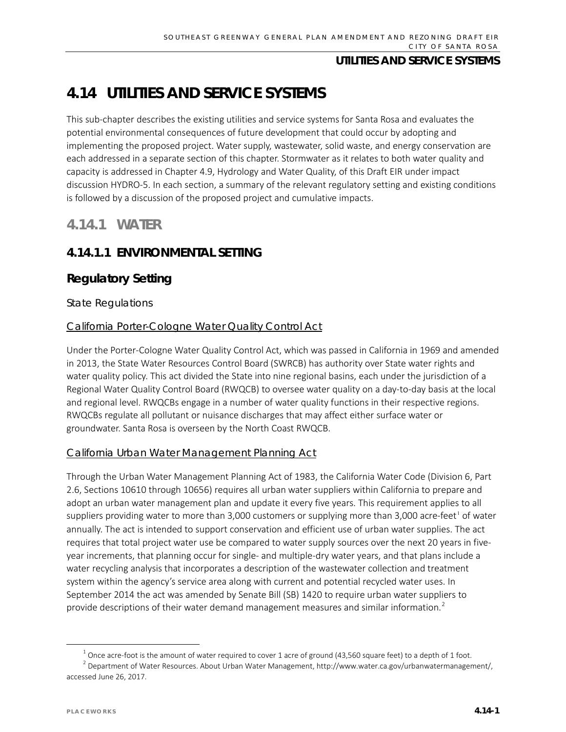# 4.14 UTILITIES AND SERVICE SYSTEMS

This sub-chapter describes the existing utilities and service systems for Santa Rosa and evaluates the potential environmental consequences of future development that could occur by adopting and implementing the proposed project. Water supply, wastewater, solid waste, and energy conservation are each addressed in a separate section of this chapter. Stormwater as it relates to both water quality and capacity is addressed in Chapter 4.9, Hydrology and Water Quality, of this Draft EIR under impact discussion HYDRO-5. In each section, a summary of the relevant regulatory setting and existing conditions is followed by a discussion of the proposed project and cumulative impacts.

## 4.14.1 WATER

### 4.14.1.1 ENVIRONMENTAL SETTING

### Regulatory Setting

#### State Regulations

#### California Porter-Cologne Water Quality Control Act

Under the Porter-Cologne Water Quality Control Act, which was passed in California in 1969 and amended in 2013, the State Water Resources Control Board (SWRCB) has authority over State water rights and water quality policy. This act divided the State into nine regional basins, each under the jurisdiction of a Regional Water Quality Control Board (RWQCB) to oversee water quality on a day-to-day basis at the local and regional level. RWQCBs engage in a number of water quality functions in their respective regions. RWQCBs regulate all pollutant or nuisance discharges that may affect either surface water or groundwater. Santa Rosa is overseen by the North Coast RWQCB.

#### California Urban Water Management Planning Act

Through the Urban Water Management Planning Act of 1983, the California Water Code (Division 6, Part 2.6, Sections 10610 through 10656) requires all urban water suppliers within California to prepare and adopt an urban water management plan and update it every five years. This requirement applies to all suppliers providing water to more than 3,000 customers or supplying more than 3,000 acre-feet[1] of water annually. The act is intended to support conservation and efficient use of urban water supplies. The act requires that total project water use be compared to water supply sources over the next 20 years in five-year increments, that planning occur for single- and multiple-dry water years, and that plans include a water recycling analysis that incorporates a description of the wastewater collection and treatment system within the agency's service area along with current and potential recycled water uses. In September 2014 the act was amended by Senate Bill (SB) 1420 to require urban water suppliers to provide descriptions of their water demand management measures and similar information.[2]

---

[1] Once acre-foot is the amount of water required to cover 1 acre of ground (43,560 square feet) to a depth of 1 foot.

[2] Department of Water Resources. About Urban Water Management, http://www.water.ca.gov/urbanwatermanagement/, accessed June 26, 2017.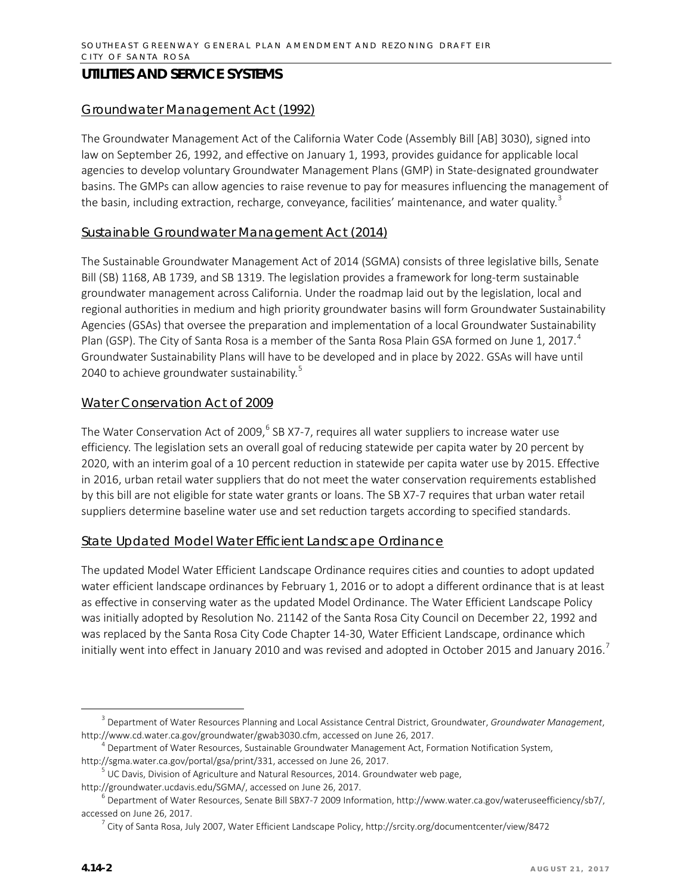## UTILITIES AND SERVICE SYSTEMS

### Groundwater Management Act (1992)

The Groundwater Management Act of the California Water Code (Assembly Bill [AB] 3030), signed into law on September 26, 1992, and effective on January 1, 1993, provides guidance for applicable local agencies to develop voluntary Groundwater Management Plans (GMP) in State-designated groundwater basins. The GMPs can allow agencies to raise revenue to pay for measures influencing the management of the basin, including extraction, recharge, conveyance, facilities' maintenance, and water quality.[3]

### Sustainable Groundwater Management Act (2014)

The Sustainable Groundwater Management Act of 2014 (SGMA) consists of three legislative bills, Senate Bill (SB) 1168, AB 1739, and SB 1319. The legislation provides a framework for long-term sustainable groundwater management across California. Under the roadmap laid out by the legislation, local and regional authorities in medium and high priority groundwater basins will form Groundwater Sustainability Agencies (GSAs) that oversee the preparation and implementation of a local Groundwater Sustainability Plan (GSP). The City of Santa Rosa is a member of the Santa Rosa Plain GSA formed on June 1, 2017.[4] Groundwater Sustainability Plans will have to be developed and in place by 2022. GSAs will have until 2040 to achieve groundwater sustainability.[5]

### Water Conservation Act of 2009

The Water Conservation Act of 2009,[6] SB X7-7, requires all water suppliers to increase water use efficiency. The legislation sets an overall goal of reducing statewide per capita water by 20 percent by 2020, with an interim goal of a 10 percent reduction in statewide per capita water use by 2015. Effective in 2016, urban retail water suppliers that do not meet the water conservation requirements established by this bill are not eligible for state water grants or loans. The SB X7-7 requires that urban water retail suppliers determine baseline water use and set reduction targets according to specified standards.

### State Updated Model Water Efficient Landscape Ordinance

The updated Model Water Efficient Landscape Ordinance requires cities and counties to adopt updated water efficient landscape ordinances by February 1, 2016 or to adopt a different ordinance that is at least as effective in conserving water as the updated Model Ordinance. The Water Efficient Landscape Policy was initially adopted by Resolution No. 21142 of the Santa Rosa City Council on December 22, 1992 and was replaced by the Santa Rosa City Code Chapter 14-30, Water Efficient Landscape, ordinance which initially went into effect in January 2010 and was revised and adopted in October 2015 and January 2016.[7]

---

[3] Department of Water Resources Planning and Local Assistance Central District, Groundwater, *Groundwater Management*, http://www.cd.water.ca.gov/groundwater/gwab3030.cfm, accessed on June 26, 2017.

[4] Department of Water Resources, Sustainable Groundwater Management Act, Formation Notification System, http://sgma.water.ca.gov/portal/gsa/print/331, accessed on June 26, 2017.

[5] UC Davis, Division of Agriculture and Natural Resources, 2014. Groundwater web page, http://groundwater.ucdavis.edu/SGMA/, accessed on June 26, 2017.

[6] Department of Water Resources, Senate Bill SBX7-7 2009 Information, http://www.water.ca.gov/wateruseefficiency/sb7/, accessed on June 26, 2017.

[7] City of Santa Rosa, July 2007, Water Efficient Landscape Policy, http://srcity.org/documentcenter/view/8472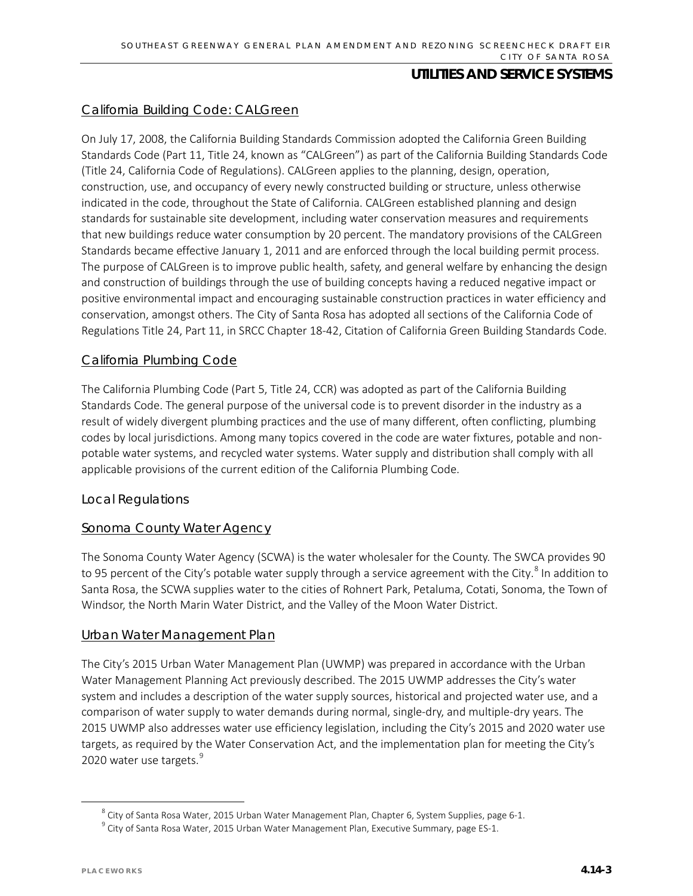### California Building Code: CALGreen

On July 17, 2008, the California Building Standards Commission adopted the California Green Building Standards Code (Part 11, Title 24, known as "CALGreen") as part of the California Building Standards Code (Title 24, California Code of Regulations). CALGreen applies to the planning, design, operation, construction, use, and occupancy of every newly constructed building or structure, unless otherwise indicated in the code, throughout the State of California. CALGreen established planning and design standards for sustainable site development, including water conservation measures and requirements that new buildings reduce water consumption by 20 percent. The mandatory provisions of the CALGreen Standards became effective January 1, 2011 and are enforced through the local building permit process. The purpose of CALGreen is to improve public health, safety, and general welfare by enhancing the design and construction of buildings through the use of building concepts having a reduced negative impact or positive environmental impact and encouraging sustainable construction practices in water efficiency and conservation, amongst others. The City of Santa Rosa has adopted all sections of the California Code of Regulations Title 24, Part 11, in SRCC Chapter 18-42, Citation of California Green Building Standards Code.

### California Plumbing Code

The California Plumbing Code (Part 5, Title 24, CCR) was adopted as part of the California Building Standards Code. The general purpose of the universal code is to prevent disorder in the industry as a result of widely divergent plumbing practices and the use of many different, often conflicting, plumbing codes by local jurisdictions. Among many topics covered in the code are water fixtures, potable and non-potable water systems, and recycled water systems. Water supply and distribution shall comply with all applicable provisions of the current edition of the California Plumbing Code.

## Local Regulations

### Sonoma County Water Agency

The Sonoma County Water Agency (SCWA) is the water wholesaler for the County. The SWCA provides 90 to 95 percent of the City's potable water supply through a service agreement with the City.[8] In addition to Santa Rosa, the SCWA supplies water to the cities of Rohnert Park, Petaluma, Cotati, Sonoma, the Town of Windsor, the North Marin Water District, and the Valley of the Moon Water District.

### Urban Water Management Plan

The City's 2015 Urban Water Management Plan (UWMP) was prepared in accordance with the Urban Water Management Planning Act previously described. The 2015 UWMP addresses the City's water system and includes a description of the water supply sources, historical and projected water use, and a comparison of water supply to water demands during normal, single-dry, and multiple-dry years. The 2015 UWMP also addresses water use efficiency legislation, including the City's 2015 and 2020 water use targets, as required by the Water Conservation Act, and the implementation plan for meeting the City's 2020 water use targets.[9]

---

[8] City of Santa Rosa Water, 2015 Urban Water Management Plan, Chapter 6, System Supplies, page 6-1.

[9] City of Santa Rosa Water, 2015 Urban Water Management Plan, Executive Summary, page ES-1.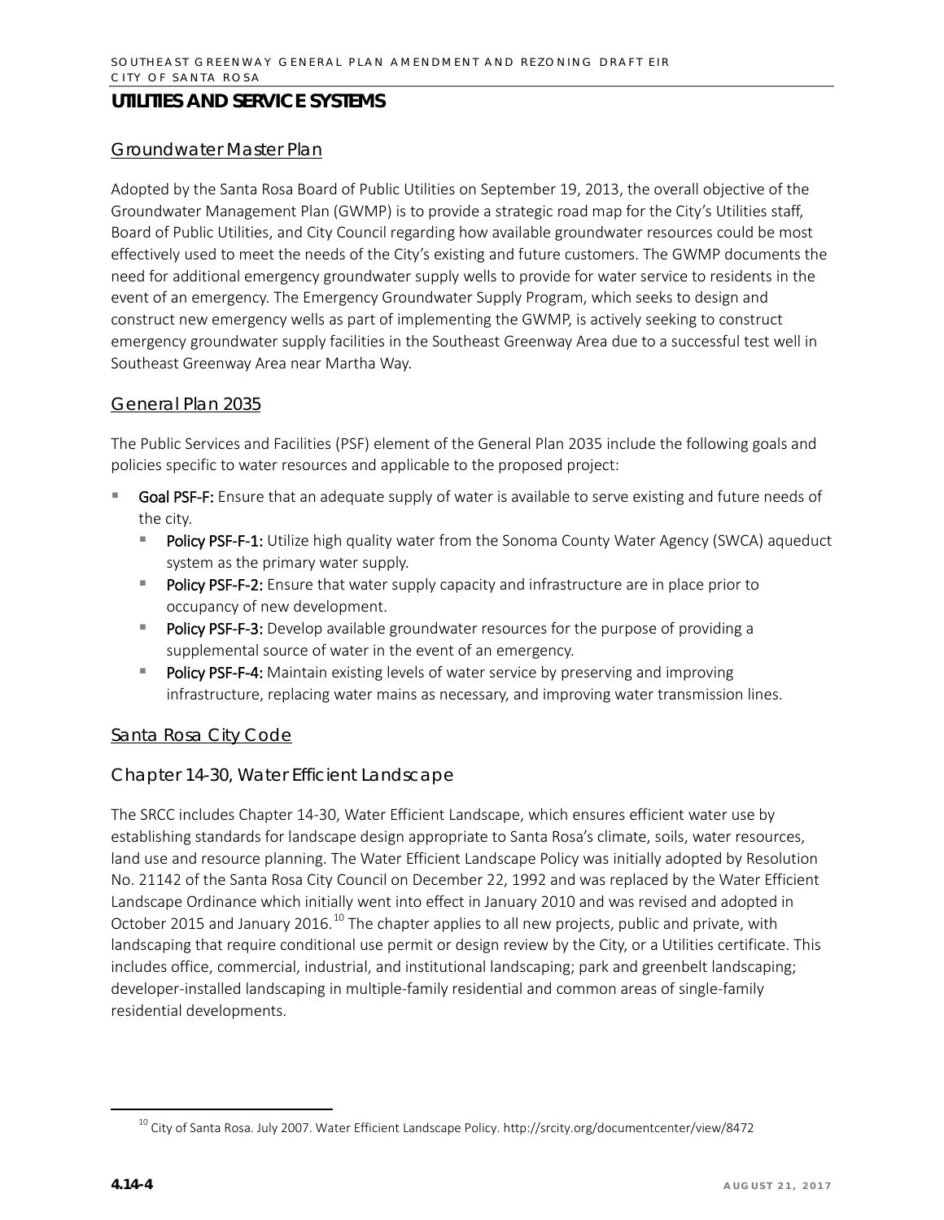## UTILITIES AND SERVICE SYSTEMS

### Groundwater Master Plan

Adopted by the Santa Rosa Board of Public Utilities on September 19, 2013, the overall objective of the Groundwater Management Plan (GWMP) is to provide a strategic road map for the City's Utilities staff, Board of Public Utilities, and City Council regarding how available groundwater resources could be most effectively used to meet the needs of the City's existing and future customers. The GWMP documents the need for additional emergency groundwater supply wells to provide for water service to residents in the event of an emergency. The Emergency Groundwater Supply Program, which seeks to design and construct new emergency wells as part of implementing the GWMP, is actively seeking to construct emergency groundwater supply facilities in the Southeast Greenway Area due to a successful test well in Southeast Greenway Area near Martha Way.

### General Plan 2035

The Public Services and Facilities (PSF) element of the General Plan 2035 include the following goals and policies specific to water resources and applicable to the proposed project:

- **Goal PSF-F:** Ensure that an adequate supply of water is available to serve existing and future needs of the city.
  - **Policy PSF-F-1:** Utilize high quality water from the Sonoma County Water Agency (SWCA) aqueduct system as the primary water supply.
  - **Policy PSF-F-2:** Ensure that water supply capacity and infrastructure are in place prior to occupancy of new development.
  - **Policy PSF-F-3:** Develop available groundwater resources for the purpose of providing a supplemental source of water in the event of an emergency.
  - **Policy PSF-F-4:** Maintain existing levels of water service by preserving and improving infrastructure, replacing water mains as necessary, and improving water transmission lines.

### Santa Rosa City Code

#### Chapter 14-30, Water Efficient Landscape

The SRCC includes Chapter 14-30, Water Efficient Landscape, which ensures efficient water use by establishing standards for landscape design appropriate to Santa Rosa's climate, soils, water resources, land use and resource planning. The Water Efficient Landscape Policy was initially adopted by Resolution No. 21142 of the Santa Rosa City Council on December 22, 1992 and was replaced by the Water Efficient Landscape Ordinance which initially went into effect in January 2010 and was revised and adopted in October 2015 and January 2016.[10] The chapter applies to all new projects, public and private, with landscaping that require conditional use permit or design review by the City, or a Utilities certificate. This includes office, commercial, industrial, and institutional landscaping; park and greenbelt landscaping; developer-installed landscaping in multiple-family residential and common areas of single-family residential developments.

[10] City of Santa Rosa. July 2007. Water Efficient Landscape Policy. http://srcity.org/documentcenter/view/8472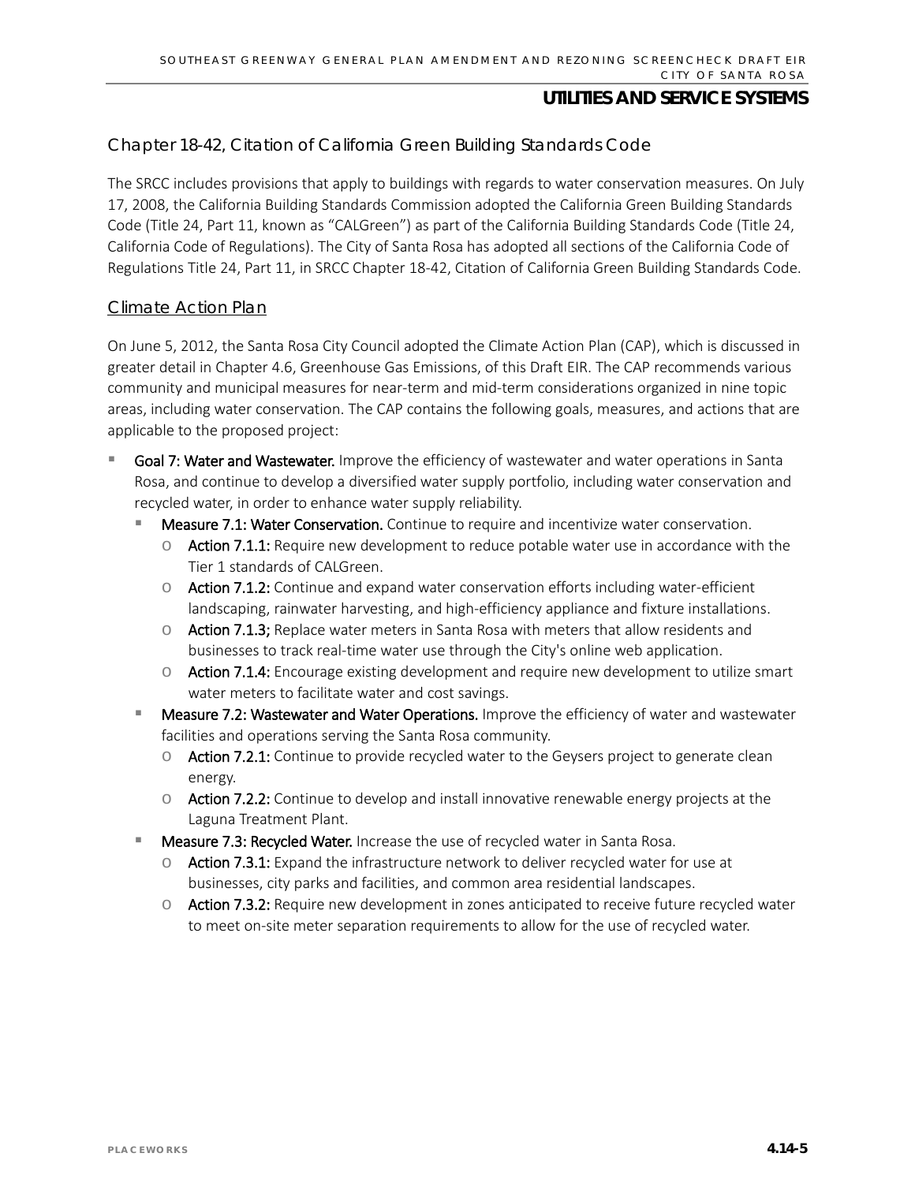### Chapter 18-42, Citation of California Green Building Standards Code

The SRCC includes provisions that apply to buildings with regards to water conservation measures. On July 17, 2008, the California Building Standards Commission adopted the California Green Building Standards Code (Title 24, Part 11, known as "CALGreen") as part of the California Building Standards Code (Title 24, California Code of Regulations). The City of Santa Rosa has adopted all sections of the California Code of Regulations Title 24, Part 11, in SRCC Chapter 18-42, Citation of California Green Building Standards Code.

### Climate Action Plan

On June 5, 2012, the Santa Rosa City Council adopted the Climate Action Plan (CAP), which is discussed in greater detail in Chapter 4.6, Greenhouse Gas Emissions, of this Draft EIR. The CAP recommends various community and municipal measures for near-term and mid-term considerations organized in nine topic areas, including water conservation. The CAP contains the following goals, measures, and actions that are applicable to the proposed project:

- **Goal 7: Water and Wastewater.** Improve the efficiency of wastewater and water operations in Santa Rosa, and continue to develop a diversified water supply portfolio, including water conservation and recycled water, in order to enhance water supply reliability.
  - **Measure 7.1: Water Conservation.** Continue to require and incentivize water conservation.
    - **Action 7.1.1:** Require new development to reduce potable water use in accordance with the Tier 1 standards of CALGreen.
    - **Action 7.1.2:** Continue and expand water conservation efforts including water-efficient landscaping, rainwater harvesting, and high-efficiency appliance and fixture installations.
    - **Action 7.1.3;** Replace water meters in Santa Rosa with meters that allow residents and businesses to track real-time water use through the City's online web application.
    - **Action 7.1.4:** Encourage existing development and require new development to utilize smart water meters to facilitate water and cost savings.
  - **Measure 7.2: Wastewater and Water Operations.** Improve the efficiency of water and wastewater facilities and operations serving the Santa Rosa community.
    - **Action 7.2.1:** Continue to provide recycled water to the Geysers project to generate clean energy.
    - **Action 7.2.2:** Continue to develop and install innovative renewable energy projects at the Laguna Treatment Plant.
  - **Measure 7.3: Recycled Water.** Increase the use of recycled water in Santa Rosa.
    - **Action 7.3.1:** Expand the infrastructure network to deliver recycled water for use at businesses, city parks and facilities, and common area residential landscapes.
    - **Action 7.3.2:** Require new development in zones anticipated to receive future recycled water to meet on-site meter separation requirements to allow for the use of recycled water.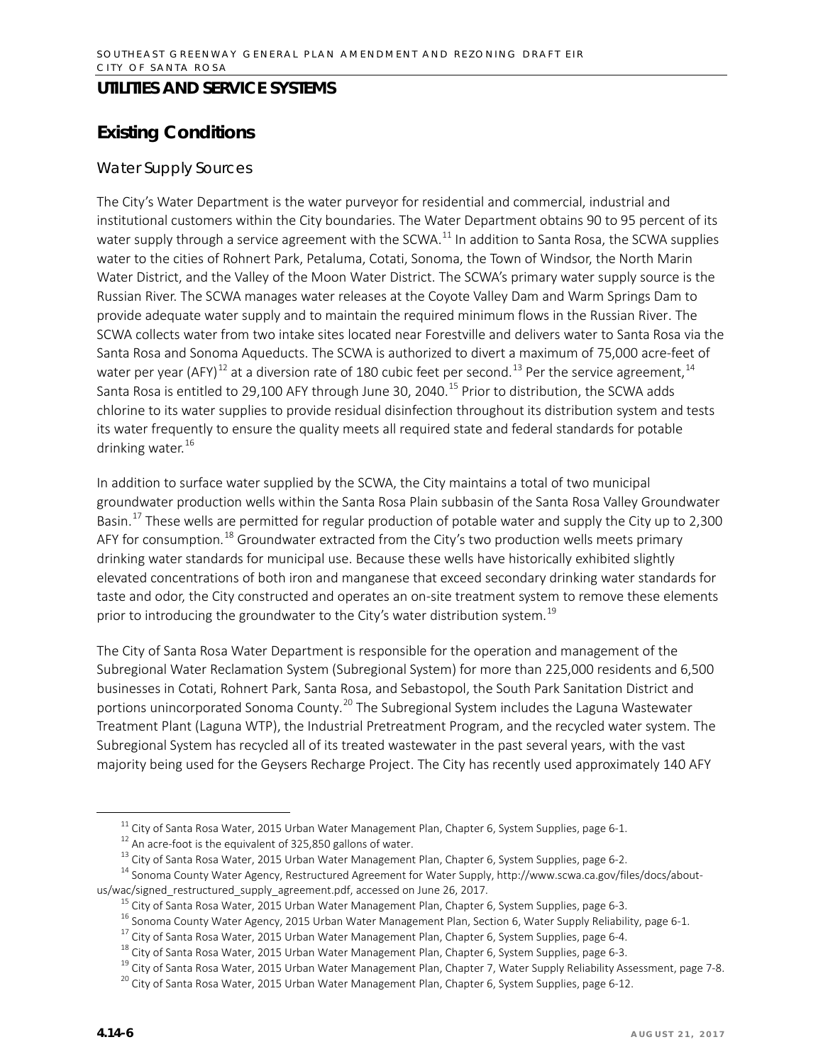## UTILITIES AND SERVICE SYSTEMS

## Existing Conditions

### Water Supply Sources

The City's Water Department is the water purveyor for residential and commercial, industrial and institutional customers within the City boundaries. The Water Department obtains 90 to 95 percent of its water supply through a service agreement with the SCWA.[11] In addition to Santa Rosa, the SCWA supplies water to the cities of Rohnert Park, Petaluma, Cotati, Sonoma, the Town of Windsor, the North Marin Water District, and the Valley of the Moon Water District. The SCWA's primary water supply source is the Russian River. The SCWA manages water releases at the Coyote Valley Dam and Warm Springs Dam to provide adequate water supply and to maintain the required minimum flows in the Russian River. The SCWA collects water from two intake sites located near Forestville and delivers water to Santa Rosa via the Santa Rosa and Sonoma Aqueducts. The SCWA is authorized to divert a maximum of 75,000 acre-feet of water per year (AFY)[12] at a diversion rate of 180 cubic feet per second.[13] Per the service agreement,[14] Santa Rosa is entitled to 29,100 AFY through June 30, 2040.[15] Prior to distribution, the SCWA adds chlorine to its water supplies to provide residual disinfection throughout its distribution system and tests its water frequently to ensure the quality meets all required state and federal standards for potable drinking water.[16]

In addition to surface water supplied by the SCWA, the City maintains a total of two municipal groundwater production wells within the Santa Rosa Plain subbasin of the Santa Rosa Valley Groundwater Basin.[17] These wells are permitted for regular production of potable water and supply the City up to 2,300 AFY for consumption.[18] Groundwater extracted from the City's two production wells meets primary drinking water standards for municipal use. Because these wells have historically exhibited slightly elevated concentrations of both iron and manganese that exceed secondary drinking water standards for taste and odor, the City constructed and operates an on-site treatment system to remove these elements prior to introducing the groundwater to the City's water distribution system.[19]

The City of Santa Rosa Water Department is responsible for the operation and management of the Subregional Water Reclamation System (Subregional System) for more than 225,000 residents and 6,500 businesses in Cotati, Rohnert Park, Santa Rosa, and Sebastopol, the South Park Sanitation District and portions unincorporated Sonoma County.[20] The Subregional System includes the Laguna Wastewater Treatment Plant (Laguna WTP), the Industrial Pretreatment Program, and the recycled water system. The Subregional System has recycled all of its treated wastewater in the past several years, with the vast majority being used for the Geysers Recharge Project. The City has recently used approximately 140 AFY

---

[11] City of Santa Rosa Water, 2015 Urban Water Management Plan, Chapter 6, System Supplies, page 6-1.

[12] An acre-foot is the equivalent of 325,850 gallons of water.

[13] City of Santa Rosa Water, 2015 Urban Water Management Plan, Chapter 6, System Supplies, page 6-2.

[14] Sonoma County Water Agency, Restructured Agreement for Water Supply, http://www.scwa.ca.gov/files/docs/about-us/wac/signed_restructured_supply_agreement.pdf, accessed on June 26, 2017.

[15] City of Santa Rosa Water, 2015 Urban Water Management Plan, Chapter 6, System Supplies, page 6-3.

[16] Sonoma County Water Agency, 2015 Urban Water Management Plan, Section 6, Water Supply Reliability, page 6-1.

[17] City of Santa Rosa Water, 2015 Urban Water Management Plan, Chapter 6, System Supplies, page 6-4.

[18] City of Santa Rosa Water, 2015 Urban Water Management Plan, Chapter 6, System Supplies, page 6-3.

[19] City of Santa Rosa Water, 2015 Urban Water Management Plan, Chapter 7, Water Supply Reliability Assessment, page 7-8.

[20] City of Santa Rosa Water, 2015 Urban Water Management Plan, Chapter 6, System Supplies, page 6-12.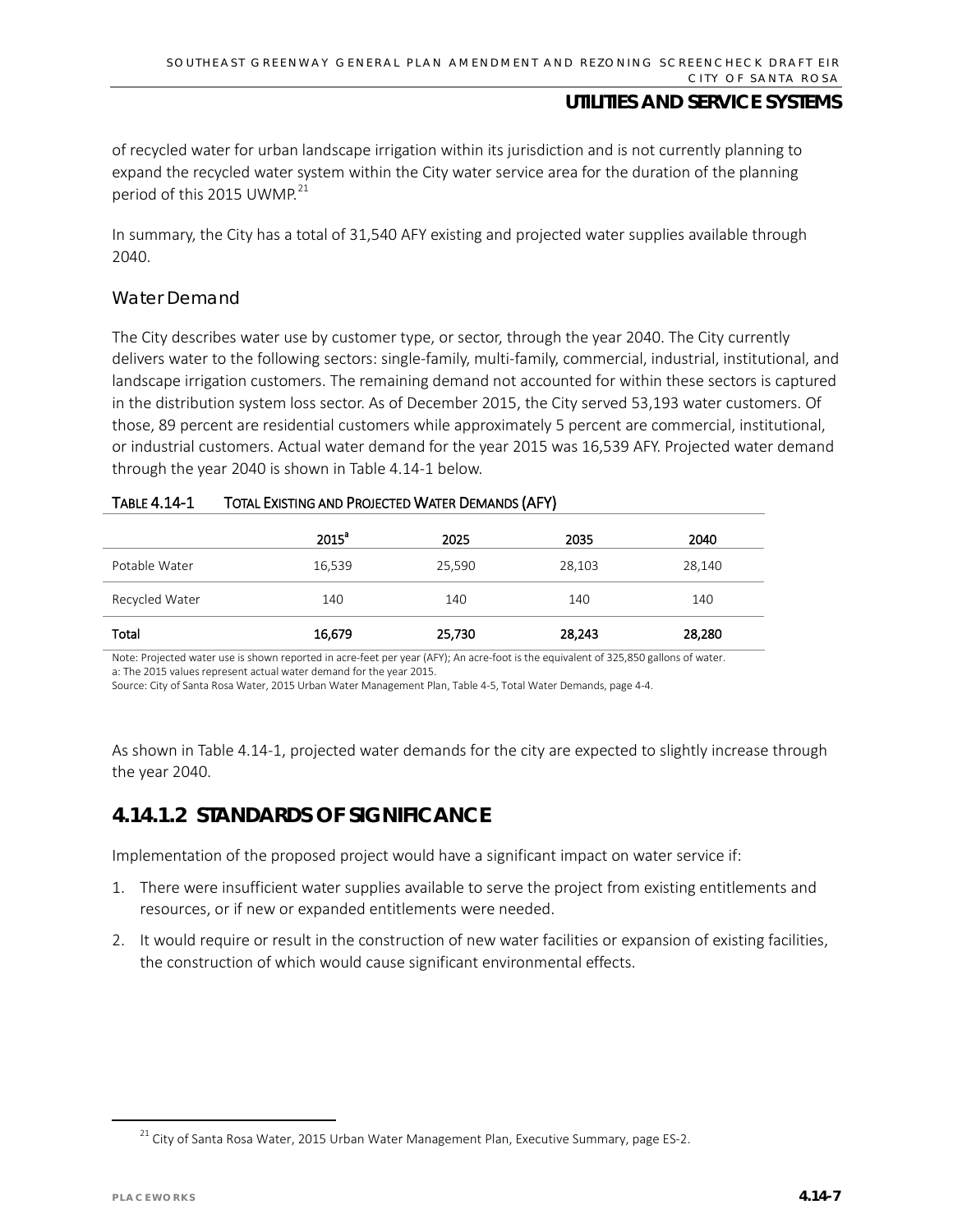of recycled water for urban landscape irrigation within its jurisdiction and is not currently planning to expand the recycled water system within the City water service area for the duration of the planning period of this 2015 UWMP.[21]

In summary, the City has a total of 31,540 AFY existing and projected water supplies available through 2040.

### Water Demand

The City describes water use by customer type, or sector, through the year 2040. The City currently delivers water to the following sectors: single-family, multi-family, commercial, industrial, institutional, and landscape irrigation customers. The remaining demand not accounted for within these sectors is captured in the distribution system loss sector. As of December 2015, the City served 53,193 water customers. Of those, 89 percent are residential customers while approximately 5 percent are commercial, institutional, or industrial customers. Actual water demand for the year 2015 was 16,539 AFY. Projected water demand through the year 2040 is shown in Table 4.14-1 below.

**TABLE 4.14-1 TOTAL EXISTING AND PROJECTED WATER DEMANDS (AFY)**

| | 2015[a] | 2025 | 2035 | 2040 |
|---|---|---|---|---|
| Potable Water | 16,539 | 25,590 | 28,103 | 28,140 |
| Recycled Water | 140 | 140 | 140 | 140 |
| **Total** | **16,679** | **25,730** | **28,243** | **28,280** |

Note: Projected water use is shown reported in acre-feet per year (AFY); An acre-foot is the equivalent of 325,850 gallons of water.
a: The 2015 values represent actual water demand for the year 2015.
Source: City of Santa Rosa Water, 2015 Urban Water Management Plan, Table 4-5, Total Water Demands, page 4-4.

As shown in Table 4.14-1, projected water demands for the city are expected to slightly increase through the year 2040.

## 4.14.1.2 STANDARDS OF SIGNIFICANCE

Implementation of the proposed project would have a significant impact on water service if:

1. There were insufficient water supplies available to serve the project from existing entitlements and resources, or if new or expanded entitlements were needed.
2. It would require or result in the construction of new water facilities or expansion of existing facilities, the construction of which would cause significant environmental effects.

[21] City of Santa Rosa Water, 2015 Urban Water Management Plan, Executive Summary, page ES-2.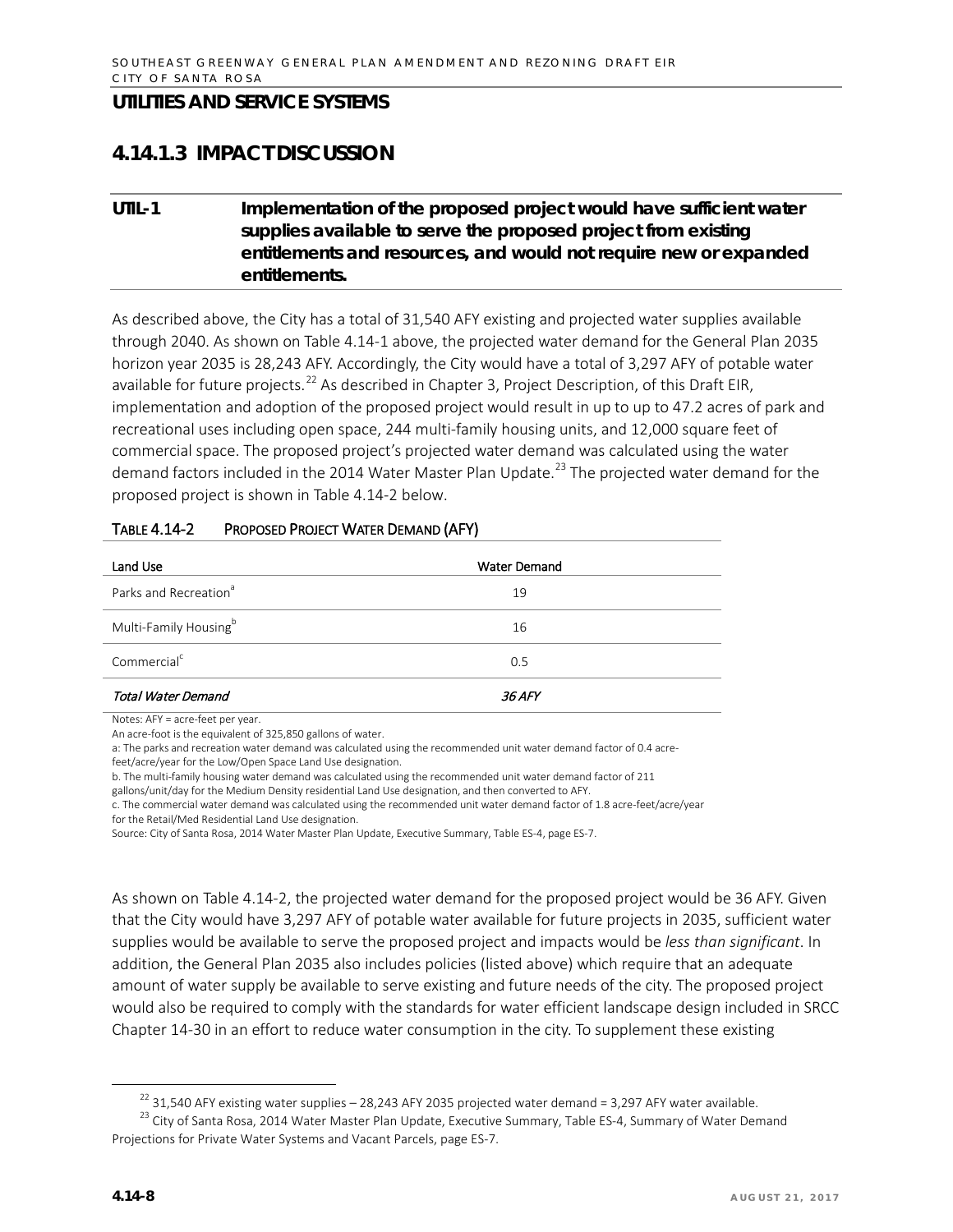## UTILITIES AND SERVICE SYSTEMS

## 4.14.1.3 IMPACT DISCUSSION

**UTIL-1 Implementation of the proposed project would have sufficient water supplies available to serve the proposed project from existing entitlements and resources, and would not require new or expanded entitlements.**

As described above, the City has a total of 31,540 AFY existing and projected water supplies available through 2040. As shown on Table 4.14-1 above, the projected water demand for the General Plan 2035 horizon year 2035 is 28,243 AFY. Accordingly, the City would have a total of 3,297 AFY of potable water available for future projects.[22] As described in Chapter 3, Project Description, of this Draft EIR, implementation and adoption of the proposed project would result in up to up to 47.2 acres of park and recreational uses including open space, 244 multi-family housing units, and 12,000 square feet of commercial space. The proposed project's projected water demand was calculated using the water demand factors included in the 2014 Water Master Plan Update.[23] The projected water demand for the proposed project is shown in Table 4.14-2 below.

TABLE 4.14-2 PROPOSED PROJECT WATER DEMAND (AFY)

| Land Use | Water Demand |
|---|---|
| Parks and Recreation[a] | 19 |
| Multi-Family Housing[b] | 16 |
| Commercial[c] | 0.5 |
| *Total Water Demand* | *36 AFY* |

Notes: AFY = acre-feet per year.
An acre-foot is the equivalent of 325,850 gallons of water.
a: The parks and recreation water demand was calculated using the recommended unit water demand factor of 0.4 acre-feet/acre/year for the Low/Open Space Land Use designation.
b. The multi-family housing water demand was calculated using the recommended unit water demand factor of 211 gallons/unit/day for the Medium Density residential Land Use designation, and then converted to AFY.
c. The commercial water demand was calculated using the recommended unit water demand factor of 1.8 acre-feet/acre/year for the Retail/Med Residential Land Use designation.
Source: City of Santa Rosa, 2014 Water Master Plan Update, Executive Summary, Table ES-4, page ES-7.

As shown on Table 4.14-2, the projected water demand for the proposed project would be 36 AFY. Given that the City would have 3,297 AFY of potable water available for future projects in 2035, sufficient water supplies would be available to serve the proposed project and impacts would be *less than significant*. In addition, the General Plan 2035 also includes policies (listed above) which require that an adequate amount of water supply be available to serve existing and future needs of the city. The proposed project would also be required to comply with the standards for water efficient landscape design included in SRCC Chapter 14-30 in an effort to reduce water consumption in the city. To supplement these existing

[22] 31,540 AFY existing water supplies – 28,243 AFY 2035 projected water demand = 3,297 AFY water available.

[23] City of Santa Rosa, 2014 Water Master Plan Update, Executive Summary, Table ES-4, Summary of Water Demand Projections for Private Water Systems and Vacant Parcels, page ES-7.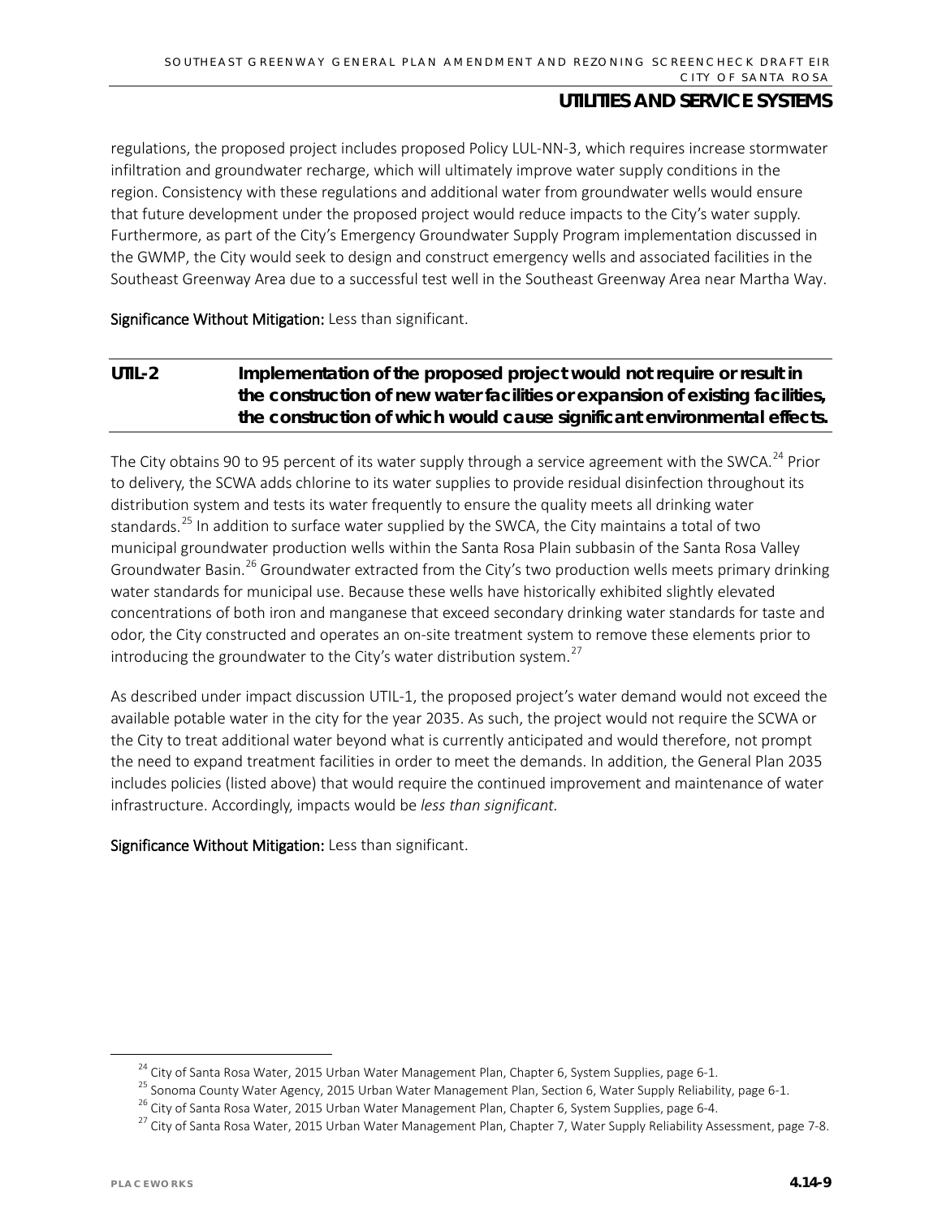regulations, the proposed project includes proposed Policy LUL-NN-3, which requires increase stormwater infiltration and groundwater recharge, which will ultimately improve water supply conditions in the region. Consistency with these regulations and additional water from groundwater wells would ensure that future development under the proposed project would reduce impacts to the City's water supply. Furthermore, as part of the City's Emergency Groundwater Supply Program implementation discussed in the GWMP, the City would seek to design and construct emergency wells and associated facilities in the Southeast Greenway Area due to a successful test well in the Southeast Greenway Area near Martha Way.

**Significance Without Mitigation:** Less than significant.

### UTIL-2 Implementation of the proposed project would not require or result in the construction of new water facilities or expansion of existing facilities, the construction of which would cause significant environmental effects.

The City obtains 90 to 95 percent of its water supply through a service agreement with the SWCA.[24] Prior to delivery, the SCWA adds chlorine to its water supplies to provide residual disinfection throughout its distribution system and tests its water frequently to ensure the quality meets all drinking water standards.[25] In addition to surface water supplied by the SWCA, the City maintains a total of two municipal groundwater production wells within the Santa Rosa Plain subbasin of the Santa Rosa Valley Groundwater Basin.[26] Groundwater extracted from the City's two production wells meets primary drinking water standards for municipal use. Because these wells have historically exhibited slightly elevated concentrations of both iron and manganese that exceed secondary drinking water standards for taste and odor, the City constructed and operates an on-site treatment system to remove these elements prior to introducing the groundwater to the City's water distribution system.[27]

As described under impact discussion UTIL-1, the proposed project's water demand would not exceed the available potable water in the city for the year 2035. As such, the project would not require the SCWA or the City to treat additional water beyond what is currently anticipated and would therefore, not prompt the need to expand treatment facilities in order to meet the demands. In addition, the General Plan 2035 includes policies (listed above) that would require the continued improvement and maintenance of water infrastructure. Accordingly, impacts would be *less than significant*.

**Significance Without Mitigation:** Less than significant.

---

[24] City of Santa Rosa Water, 2015 Urban Water Management Plan, Chapter 6, System Supplies, page 6-1.

[25] Sonoma County Water Agency, 2015 Urban Water Management Plan, Section 6, Water Supply Reliability, page 6-1.

[26] City of Santa Rosa Water, 2015 Urban Water Management Plan, Chapter 6, System Supplies, page 6-4.

[27] City of Santa Rosa Water, 2015 Urban Water Management Plan, Chapter 7, Water Supply Reliability Assessment, page 7-8.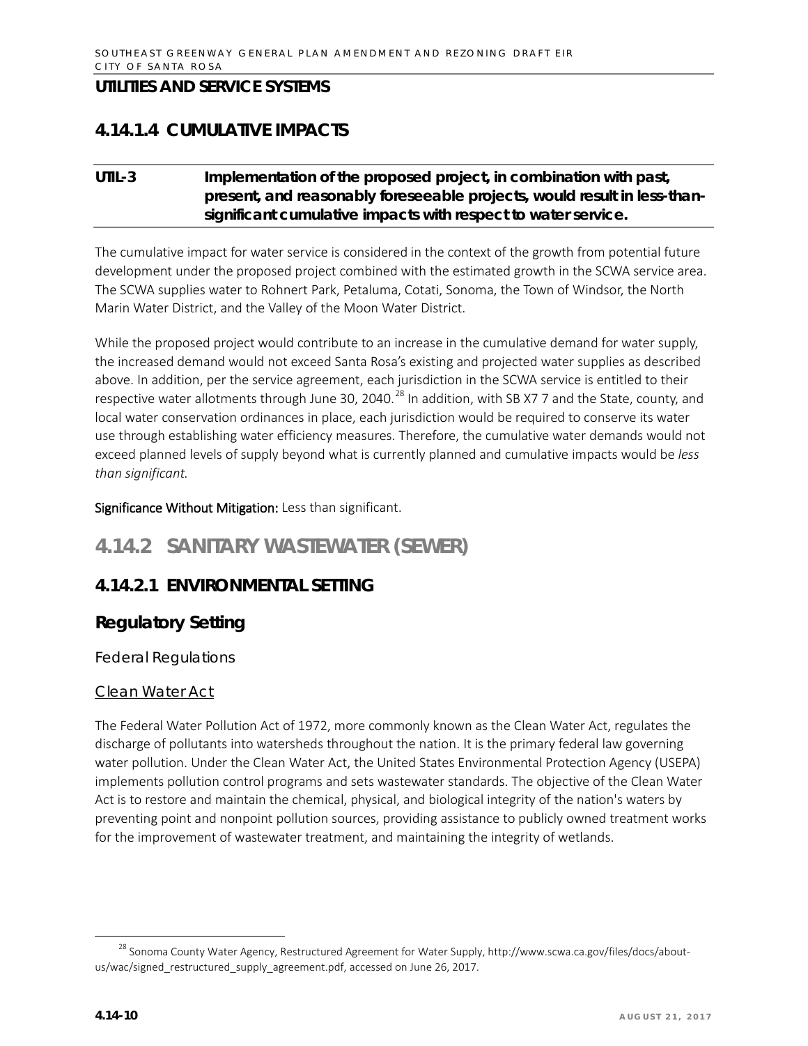## UTILITIES AND SERVICE SYSTEMS

### 4.14.1.4 CUMULATIVE IMPACTS

**UTIL-3 Implementation of the proposed project, in combination with past, present, and reasonably foreseeable projects, would result in less-than-significant cumulative impacts with respect to water service.**

The cumulative impact for water service is considered in the context of the growth from potential future development under the proposed project combined with the estimated growth in the SCWA service area. The SCWA supplies water to Rohnert Park, Petaluma, Cotati, Sonoma, the Town of Windsor, the North Marin Water District, and the Valley of the Moon Water District.

While the proposed project would contribute to an increase in the cumulative demand for water supply, the increased demand would not exceed Santa Rosa's existing and projected water supplies as described above. In addition, per the service agreement, each jurisdiction in the SCWA service is entitled to their respective water allotments through June 30, 2040.[28] In addition, with SB X7 7 and the State, county, and local water conservation ordinances in place, each jurisdiction would be required to conserve its water use through establishing water efficiency measures. Therefore, the cumulative water demands would not exceed planned levels of supply beyond what is currently planned and cumulative impacts would be *less than significant.*

**Significance Without Mitigation:** Less than significant.

## 4.14.2 SANITARY WASTEWATER (SEWER)

### 4.14.2.1 ENVIRONMENTAL SETTING

### Regulatory Setting

#### Federal Regulations

##### Clean Water Act

The Federal Water Pollution Act of 1972, more commonly known as the Clean Water Act, regulates the discharge of pollutants into watersheds throughout the nation. It is the primary federal law governing water pollution. Under the Clean Water Act, the United States Environmental Protection Agency (USEPA) implements pollution control programs and sets wastewater standards. The objective of the Clean Water Act is to restore and maintain the chemical, physical, and biological integrity of the nation's waters by preventing point and nonpoint pollution sources, providing assistance to publicly owned treatment works for the improvement of wastewater treatment, and maintaining the integrity of wetlands.

---

[28] Sonoma County Water Agency, Restructured Agreement for Water Supply, http://www.scwa.ca.gov/files/docs/about-us/wac/signed_restructured_supply_agreement.pdf, accessed on June 26, 2017.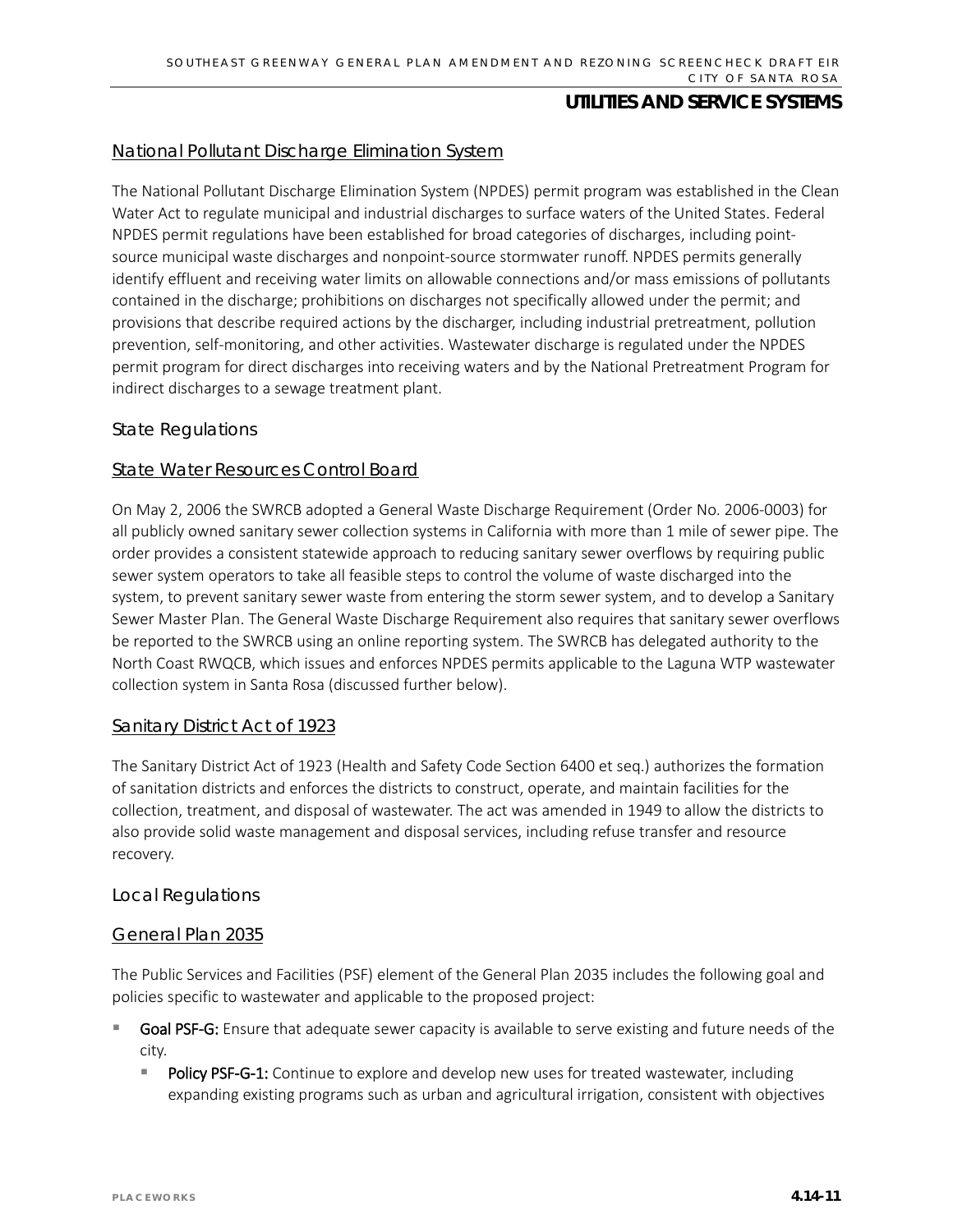### National Pollutant Discharge Elimination System

The National Pollutant Discharge Elimination System (NPDES) permit program was established in the Clean Water Act to regulate municipal and industrial discharges to surface waters of the United States. Federal NPDES permit regulations have been established for broad categories of discharges, including point-source municipal waste discharges and nonpoint-source stormwater runoff. NPDES permits generally identify effluent and receiving water limits on allowable connections and/or mass emissions of pollutants contained in the discharge; prohibitions on discharges not specifically allowed under the permit; and provisions that describe required actions by the discharger, including industrial pretreatment, pollution prevention, self-monitoring, and other activities. Wastewater discharge is regulated under the NPDES permit program for direct discharges into receiving waters and by the National Pretreatment Program for indirect discharges to a sewage treatment plant.

## State Regulations

### State Water Resources Control Board

On May 2, 2006 the SWRCB adopted a General Waste Discharge Requirement (Order No. 2006-0003) for all publicly owned sanitary sewer collection systems in California with more than 1 mile of sewer pipe. The order provides a consistent statewide approach to reducing sanitary sewer overflows by requiring public sewer system operators to take all feasible steps to control the volume of waste discharged into the system, to prevent sanitary sewer waste from entering the storm sewer system, and to develop a Sanitary Sewer Master Plan. The General Waste Discharge Requirement also requires that sanitary sewer overflows be reported to the SWRCB using an online reporting system. The SWRCB has delegated authority to the North Coast RWQCB, which issues and enforces NPDES permits applicable to the Laguna WTP wastewater collection system in Santa Rosa (discussed further below).

### Sanitary District Act of 1923

The Sanitary District Act of 1923 (Health and Safety Code Section 6400 et seq.) authorizes the formation of sanitation districts and enforces the districts to construct, operate, and maintain facilities for the collection, treatment, and disposal of wastewater. The act was amended in 1949 to allow the districts to also provide solid waste management and disposal services, including refuse transfer and resource recovery.

## Local Regulations

### General Plan 2035

The Public Services and Facilities (PSF) element of the General Plan 2035 includes the following goal and policies specific to wastewater and applicable to the proposed project:

- **Goal PSF-G:** Ensure that adequate sewer capacity is available to serve existing and future needs of the city.
  - **Policy PSF-G-1:** Continue to explore and develop new uses for treated wastewater, including expanding existing programs such as urban and agricultural irrigation, consistent with objectives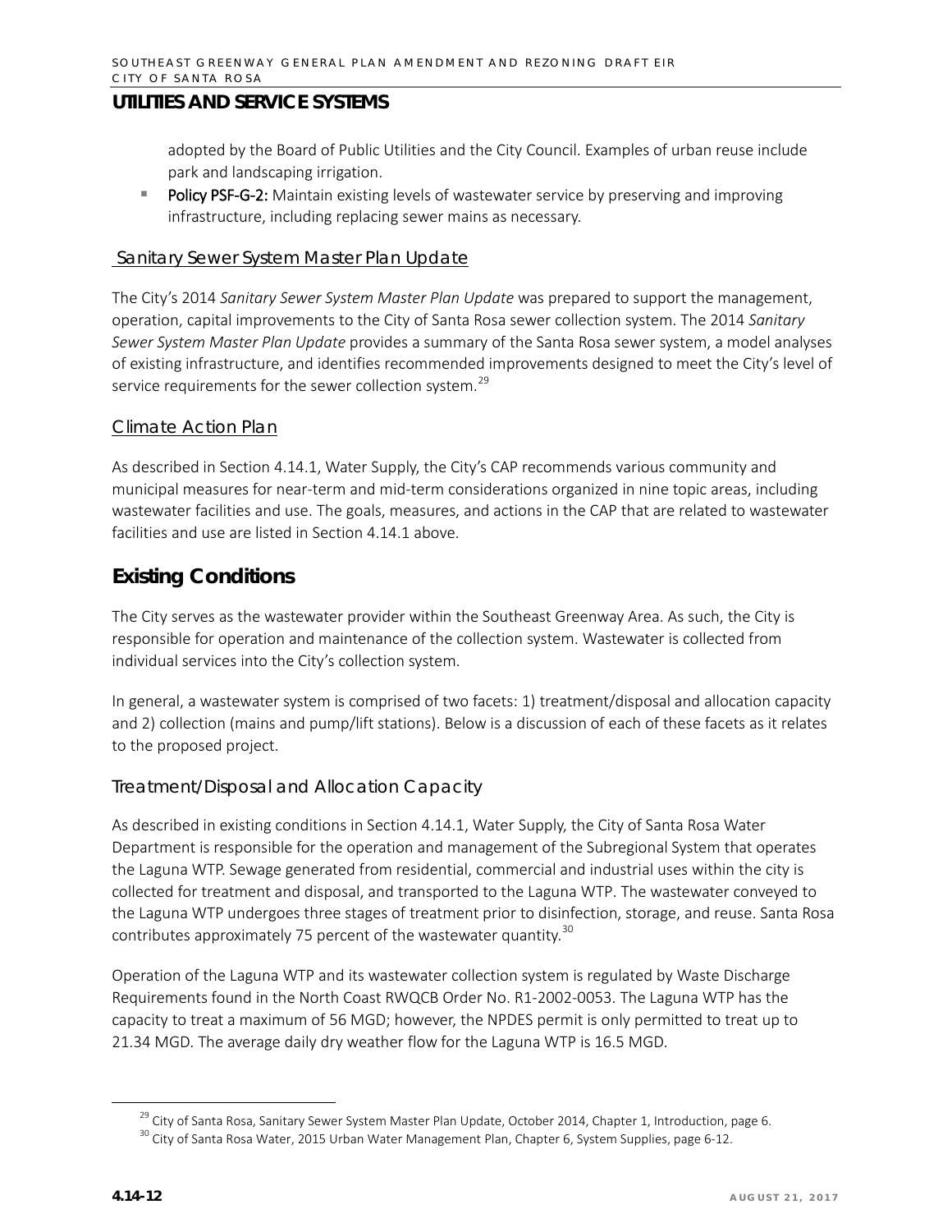adopted by the Board of Public Utilities and the City Council. Examples of urban reuse include park and landscaping irrigation.

- **Policy PSF-G-2:** Maintain existing levels of wastewater service by preserving and improving infrastructure, including replacing sewer mains as necessary.

### Sanitary Sewer System Master Plan Update

The City's 2014 *Sanitary Sewer System Master Plan Update* was prepared to support the management, operation, capital improvements to the City of Santa Rosa sewer collection system. The 2014 *Sanitary Sewer System Master Plan Update* provides a summary of the Santa Rosa sewer system, a model analyses of existing infrastructure, and identifies recommended improvements designed to meet the City's level of service requirements for the sewer collection system.[29]

### Climate Action Plan

As described in Section 4.14.1, Water Supply, the City's CAP recommends various community and municipal measures for near-term and mid-term considerations organized in nine topic areas, including wastewater facilities and use. The goals, measures, and actions in the CAP that are related to wastewater facilities and use are listed in Section 4.14.1 above.

## Existing Conditions

The City serves as the wastewater provider within the Southeast Greenway Area. As such, the City is responsible for operation and maintenance of the collection system. Wastewater is collected from individual services into the City's collection system.

In general, a wastewater system is comprised of two facets: 1) treatment/disposal and allocation capacity and 2) collection (mains and pump/lift stations). Below is a discussion of each of these facets as it relates to the proposed project.

### Treatment/Disposal and Allocation Capacity

As described in existing conditions in Section 4.14.1, Water Supply, the City of Santa Rosa Water Department is responsible for the operation and management of the Subregional System that operates the Laguna WTP. Sewage generated from residential, commercial and industrial uses within the city is collected for treatment and disposal, and transported to the Laguna WTP. The wastewater conveyed to the Laguna WTP undergoes three stages of treatment prior to disinfection, storage, and reuse. Santa Rosa contributes approximately 75 percent of the wastewater quantity.[30]

Operation of the Laguna WTP and its wastewater collection system is regulated by Waste Discharge Requirements found in the North Coast RWQCB Order No. R1-2002-0053. The Laguna WTP has the capacity to treat a maximum of 56 MGD; however, the NPDES permit is only permitted to treat up to 21.34 MGD. The average daily dry weather flow for the Laguna WTP is 16.5 MGD.

[29] City of Santa Rosa, Sanitary Sewer System Master Plan Update, October 2014, Chapter 1, Introduction, page 6.

[30] City of Santa Rosa Water, 2015 Urban Water Management Plan, Chapter 6, System Supplies, page 6-12.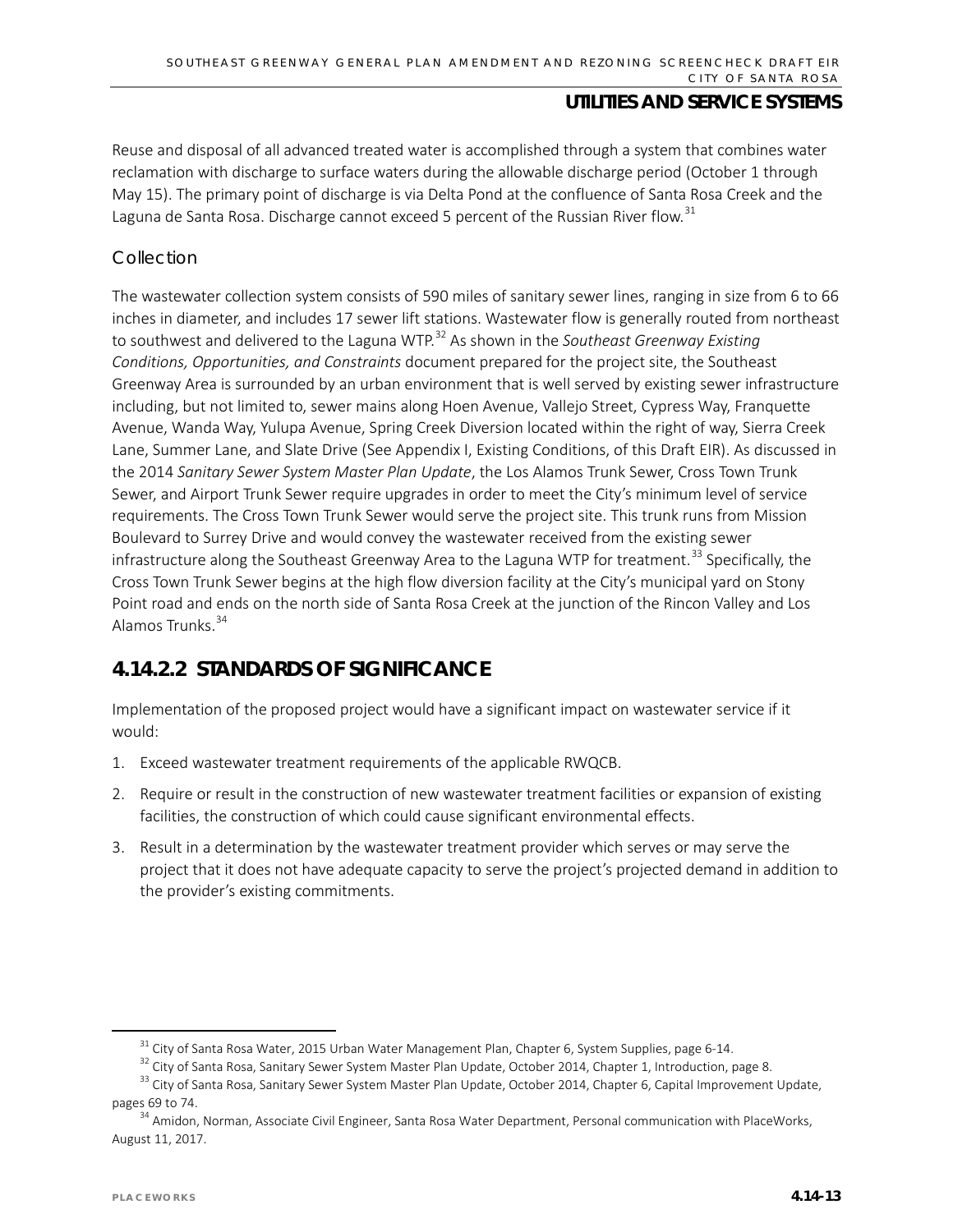Reuse and disposal of all advanced treated water is accomplished through a system that combines water reclamation with discharge to surface waters during the allowable discharge period (October 1 through May 15). The primary point of discharge is via Delta Pond at the confluence of Santa Rosa Creek and the Laguna de Santa Rosa. Discharge cannot exceed 5 percent of the Russian River flow.[31]

### Collection

The wastewater collection system consists of 590 miles of sanitary sewer lines, ranging in size from 6 to 66 inches in diameter, and includes 17 sewer lift stations. Wastewater flow is generally routed from northeast to southwest and delivered to the Laguna WTP.[32] As shown in the *Southeast Greenway Existing Conditions, Opportunities, and Constraints* document prepared for the project site, the Southeast Greenway Area is surrounded by an urban environment that is well served by existing sewer infrastructure including, but not limited to, sewer mains along Hoen Avenue, Vallejo Street, Cypress Way, Franquette Avenue, Wanda Way, Yulupa Avenue, Spring Creek Diversion located within the right of way, Sierra Creek Lane, Summer Lane, and Slate Drive (See Appendix I, Existing Conditions, of this Draft EIR). As discussed in the 2014 *Sanitary Sewer System Master Plan Update*, the Los Alamos Trunk Sewer, Cross Town Trunk Sewer, and Airport Trunk Sewer require upgrades in order to meet the City's minimum level of service requirements. The Cross Town Trunk Sewer would serve the project site. This trunk runs from Mission Boulevard to Surrey Drive and would convey the wastewater received from the existing sewer infrastructure along the Southeast Greenway Area to the Laguna WTP for treatment.[33] Specifically, the Cross Town Trunk Sewer begins at the high flow diversion facility at the City's municipal yard on Stony Point road and ends on the north side of Santa Rosa Creek at the junction of the Rincon Valley and Los Alamos Trunks.[34]

## 4.14.2.2 STANDARDS OF SIGNIFICANCE

Implementation of the proposed project would have a significant impact on wastewater service if it would:

1. Exceed wastewater treatment requirements of the applicable RWQCB.
2. Require or result in the construction of new wastewater treatment facilities or expansion of existing facilities, the construction of which could cause significant environmental effects.
3. Result in a determination by the wastewater treatment provider which serves or may serve the project that it does not have adequate capacity to serve the project's projected demand in addition to the provider's existing commitments.

---

[31] City of Santa Rosa Water, 2015 Urban Water Management Plan, Chapter 6, System Supplies, page 6-14.

[32] City of Santa Rosa, Sanitary Sewer System Master Plan Update, October 2014, Chapter 1, Introduction, page 8.

[33] City of Santa Rosa, Sanitary Sewer System Master Plan Update, October 2014, Chapter 6, Capital Improvement Update, pages 69 to 74.

[34] Amidon, Norman, Associate Civil Engineer, Santa Rosa Water Department, Personal communication with PlaceWorks, August 11, 2017.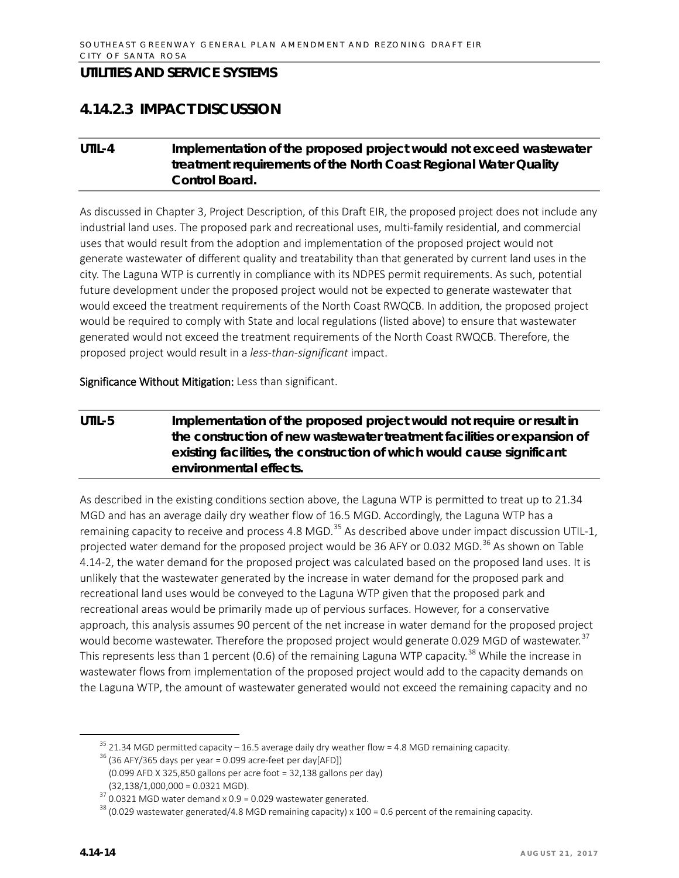## UTILITIES AND SERVICE SYSTEMS

## 4.14.2.3 IMPACT DISCUSSION

**UTIL-4 Implementation of the proposed project would not exceed wastewater treatment requirements of the North Coast Regional Water Quality Control Board.**

As discussed in Chapter 3, Project Description, of this Draft EIR, the proposed project does not include any industrial land uses. The proposed park and recreational uses, multi-family residential, and commercial uses that would result from the adoption and implementation of the proposed project would not generate wastewater of different quality and treatability than that generated by current land uses in the city. The Laguna WTP is currently in compliance with its NDPES permit requirements. As such, potential future development under the proposed project would not be expected to generate wastewater that would exceed the treatment requirements of the North Coast RWQCB. In addition, the proposed project would be required to comply with State and local regulations (listed above) to ensure that wastewater generated would not exceed the treatment requirements of the North Coast RWQCB. Therefore, the proposed project would result in a *less-than-significant* impact.

**Significance Without Mitigation:** Less than significant.

**UTIL-5 Implementation of the proposed project would not require or result in the construction of new wastewater treatment facilities or expansion of existing facilities, the construction of which would cause significant environmental effects.**

As described in the existing conditions section above, the Laguna WTP is permitted to treat up to 21.34 MGD and has an average daily dry weather flow of 16.5 MGD. Accordingly, the Laguna WTP has a remaining capacity to receive and process 4.8 MGD.[35] As described above under impact discussion UTIL-1, projected water demand for the proposed project would be 36 AFY or 0.032 MGD.[36] As shown on Table 4.14-2, the water demand for the proposed project was calculated based on the proposed land uses. It is unlikely that the wastewater generated by the increase in water demand for the proposed park and recreational land uses would be conveyed to the Laguna WTP given that the proposed park and recreational areas would be primarily made up of pervious surfaces. However, for a conservative approach, this analysis assumes 90 percent of the net increase in water demand for the proposed project would become wastewater. Therefore the proposed project would generate 0.029 MGD of wastewater.[37] This represents less than 1 percent (0.6) of the remaining Laguna WTP capacity.[38] While the increase in wastewater flows from implementation of the proposed project would add to the capacity demands on the Laguna WTP, the amount of wastewater generated would not exceed the remaining capacity and no

---

[35] 21.34 MGD permitted capacity – 16.5 average daily dry weather flow = 4.8 MGD remaining capacity.

[36] (36 AFY/365 days per year = 0.099 acre-feet per day[AFD])
(0.099 AFD X 325,850 gallons per acre foot = 32,138 gallons per day)
(32,138/1,000,000 = 0.0321 MGD).

[37] 0.0321 MGD water demand x 0.9 = 0.029 wastewater generated.

[38] (0.029 wastewater generated/4.8 MGD remaining capacity) x 100 = 0.6 percent of the remaining capacity.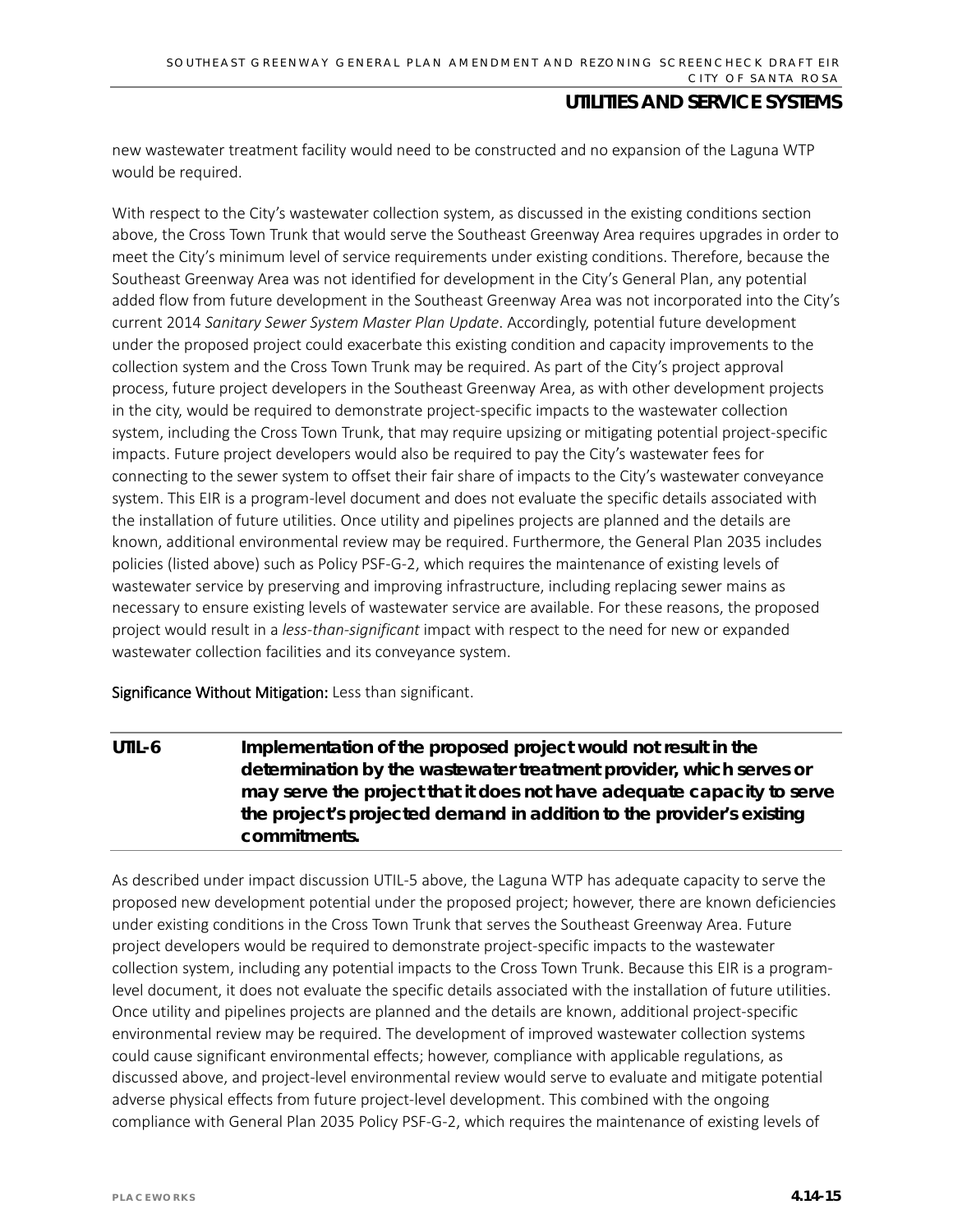new wastewater treatment facility would need to be constructed and no expansion of the Laguna WTP would be required.

With respect to the City's wastewater collection system, as discussed in the existing conditions section above, the Cross Town Trunk that would serve the Southeast Greenway Area requires upgrades in order to meet the City's minimum level of service requirements under existing conditions. Therefore, because the Southeast Greenway Area was not identified for development in the City's General Plan, any potential added flow from future development in the Southeast Greenway Area was not incorporated into the City's current 2014 *Sanitary Sewer System Master Plan Update*. Accordingly, potential future development under the proposed project could exacerbate this existing condition and capacity improvements to the collection system and the Cross Town Trunk may be required. As part of the City's project approval process, future project developers in the Southeast Greenway Area, as with other development projects in the city, would be required to demonstrate project-specific impacts to the wastewater collection system, including the Cross Town Trunk, that may require upsizing or mitigating potential project-specific impacts. Future project developers would also be required to pay the City's wastewater fees for connecting to the sewer system to offset their fair share of impacts to the City's wastewater conveyance system. This EIR is a program-level document and does not evaluate the specific details associated with the installation of future utilities. Once utility and pipelines projects are planned and the details are known, additional environmental review may be required. Furthermore, the General Plan 2035 includes policies (listed above) such as Policy PSF-G-2, which requires the maintenance of existing levels of wastewater service by preserving and improving infrastructure, including replacing sewer mains as necessary to ensure existing levels of wastewater service are available. For these reasons, the proposed project would result in a *less-than-significant* impact with respect to the need for new or expanded wastewater collection facilities and its conveyance system.

**Significance Without Mitigation:** Less than significant.

**UTIL-6 Implementation of the proposed project would not result in the determination by the wastewater treatment provider, which serves or may serve the project that it does not have adequate capacity to serve the project's projected demand in addition to the provider's existing commitments.**

As described under impact discussion UTIL-5 above, the Laguna WTP has adequate capacity to serve the proposed new development potential under the proposed project; however, there are known deficiencies under existing conditions in the Cross Town Trunk that serves the Southeast Greenway Area. Future project developers would be required to demonstrate project-specific impacts to the wastewater collection system, including any potential impacts to the Cross Town Trunk. Because this EIR is a program-level document, it does not evaluate the specific details associated with the installation of future utilities. Once utility and pipelines projects are planned and the details are known, additional project-specific environmental review may be required. The development of improved wastewater collection systems could cause significant environmental effects; however, compliance with applicable regulations, as discussed above, and project-level environmental review would serve to evaluate and mitigate potential adverse physical effects from future project-level development. This combined with the ongoing compliance with General Plan 2035 Policy PSF-G-2, which requires the maintenance of existing levels of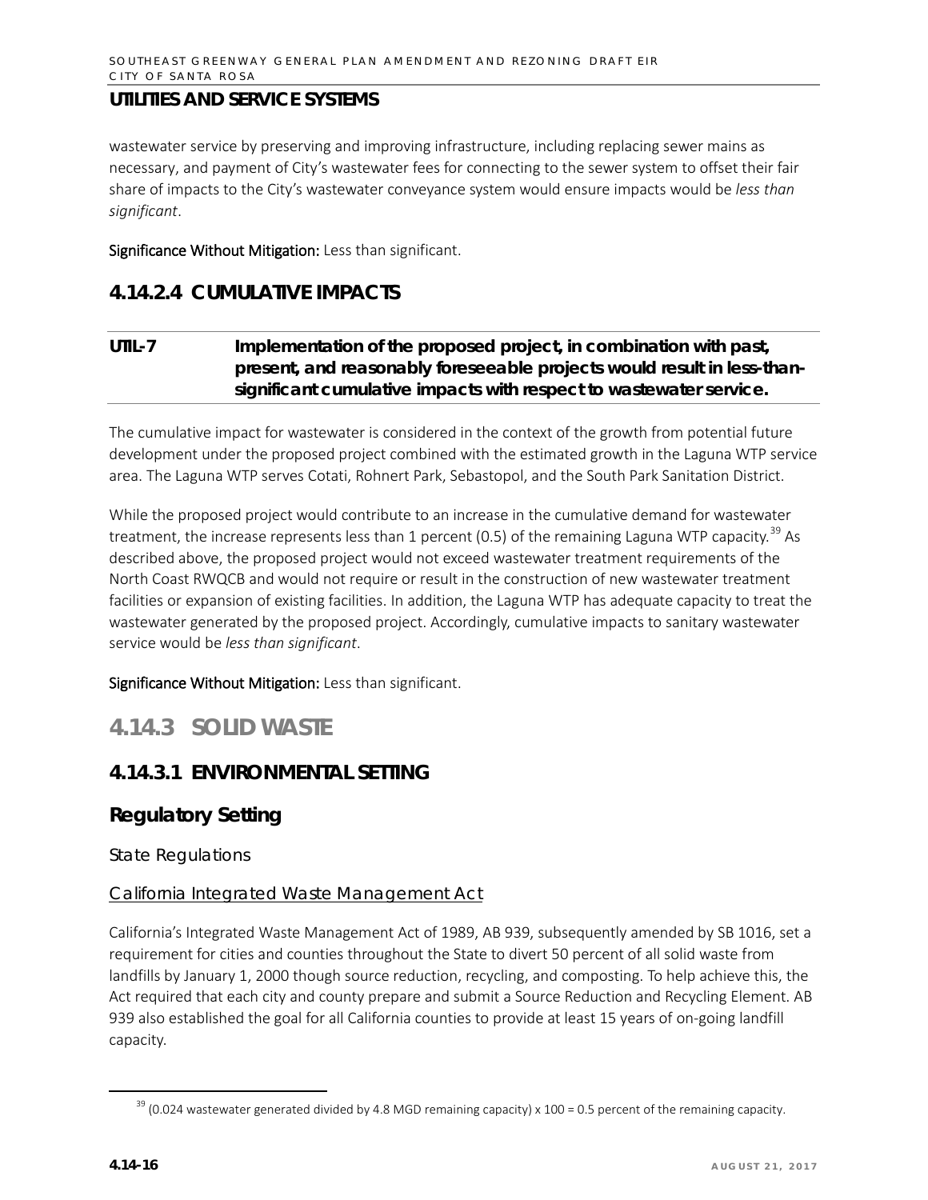## UTILITIES AND SERVICE SYSTEMS

wastewater service by preserving and improving infrastructure, including replacing sewer mains as necessary, and payment of City's wastewater fees for connecting to the sewer system to offset their fair share of impacts to the City's wastewater conveyance system would ensure impacts would be *less than significant*.

**Significance Without Mitigation:** Less than significant.

## 4.14.2.4 CUMULATIVE IMPACTS

**UTIL-7 Implementation of the proposed project, in combination with past, present, and reasonably foreseeable projects would result in less-than-significant cumulative impacts with respect to wastewater service.**

The cumulative impact for wastewater is considered in the context of the growth from potential future development under the proposed project combined with the estimated growth in the Laguna WTP service area. The Laguna WTP serves Cotati, Rohnert Park, Sebastopol, and the South Park Sanitation District.

While the proposed project would contribute to an increase in the cumulative demand for wastewater treatment, the increase represents less than 1 percent (0.5) of the remaining Laguna WTP capacity.[39] As described above, the proposed project would not exceed wastewater treatment requirements of the North Coast RWQCB and would not require or result in the construction of new wastewater treatment facilities or expansion of existing facilities. In addition, the Laguna WTP has adequate capacity to treat the wastewater generated by the proposed project. Accordingly, cumulative impacts to sanitary wastewater service would be *less than significant*.

**Significance Without Mitigation:** Less than significant.

# 4.14.3 SOLID WASTE

## 4.14.3.1 ENVIRONMENTAL SETTING

### Regulatory Setting

State Regulations

California Integrated Waste Management Act

California's Integrated Waste Management Act of 1989, AB 939, subsequently amended by SB 1016, set a requirement for cities and counties throughout the State to divert 50 percent of all solid waste from landfills by January 1, 2000 though source reduction, recycling, and composting. To help achieve this, the Act required that each city and county prepare and submit a Source Reduction and Recycling Element. AB 939 also established the goal for all California counties to provide at least 15 years of on-going landfill capacity.

[39] (0.024 wastewater generated divided by 4.8 MGD remaining capacity) x 100 = 0.5 percent of the remaining capacity.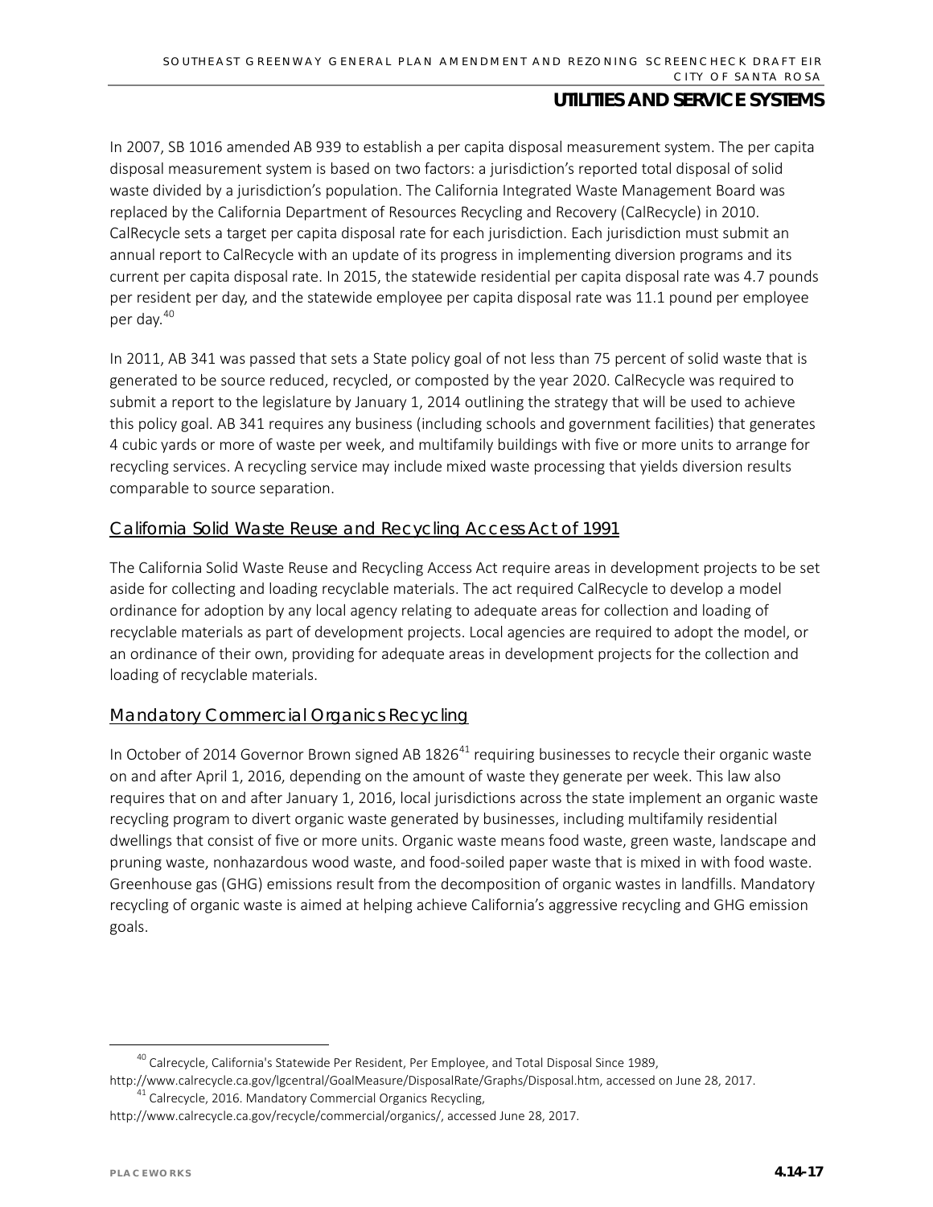In 2007, SB 1016 amended AB 939 to establish a per capita disposal measurement system. The per capita disposal measurement system is based on two factors: a jurisdiction's reported total disposal of solid waste divided by a jurisdiction's population. The California Integrated Waste Management Board was replaced by the California Department of Resources Recycling and Recovery (CalRecycle) in 2010. CalRecycle sets a target per capita disposal rate for each jurisdiction. Each jurisdiction must submit an annual report to CalRecycle with an update of its progress in implementing diversion programs and its current per capita disposal rate. In 2015, the statewide residential per capita disposal rate was 4.7 pounds per resident per day, and the statewide employee per capita disposal rate was 11.1 pound per employee per day.[40]

In 2011, AB 341 was passed that sets a State policy goal of not less than 75 percent of solid waste that is generated to be source reduced, recycled, or composted by the year 2020. CalRecycle was required to submit a report to the legislature by January 1, 2014 outlining the strategy that will be used to achieve this policy goal. AB 341 requires any business (including schools and government facilities) that generates 4 cubic yards or more of waste per week, and multifamily buildings with five or more units to arrange for recycling services. A recycling service may include mixed waste processing that yields diversion results comparable to source separation.

### California Solid Waste Reuse and Recycling Access Act of 1991

The California Solid Waste Reuse and Recycling Access Act require areas in development projects to be set aside for collecting and loading recyclable materials. The act required CalRecycle to develop a model ordinance for adoption by any local agency relating to adequate areas for collection and loading of recyclable materials as part of development projects. Local agencies are required to adopt the model, or an ordinance of their own, providing for adequate areas in development projects for the collection and loading of recyclable materials.

### Mandatory Commercial Organics Recycling

In October of 2014 Governor Brown signed AB 1826[41] requiring businesses to recycle their organic waste on and after April 1, 2016, depending on the amount of waste they generate per week. This law also requires that on and after January 1, 2016, local jurisdictions across the state implement an organic waste recycling program to divert organic waste generated by businesses, including multifamily residential dwellings that consist of five or more units. Organic waste means food waste, green waste, landscape and pruning waste, nonhazardous wood waste, and food-soiled paper waste that is mixed in with food waste. Greenhouse gas (GHG) emissions result from the decomposition of organic wastes in landfills. Mandatory recycling of organic waste is aimed at helping achieve California's aggressive recycling and GHG emission goals.

---

[40] Calrecycle, California's Statewide Per Resident, Per Employee, and Total Disposal Since 1989, http://www.calrecycle.ca.gov/lgcentral/GoalMeasure/DisposalRate/Graphs/Disposal.htm, accessed on June 28, 2017.

[41] Calrecycle, 2016. Mandatory Commercial Organics Recycling, http://www.calrecycle.ca.gov/recycle/commercial/organics/, accessed June 28, 2017.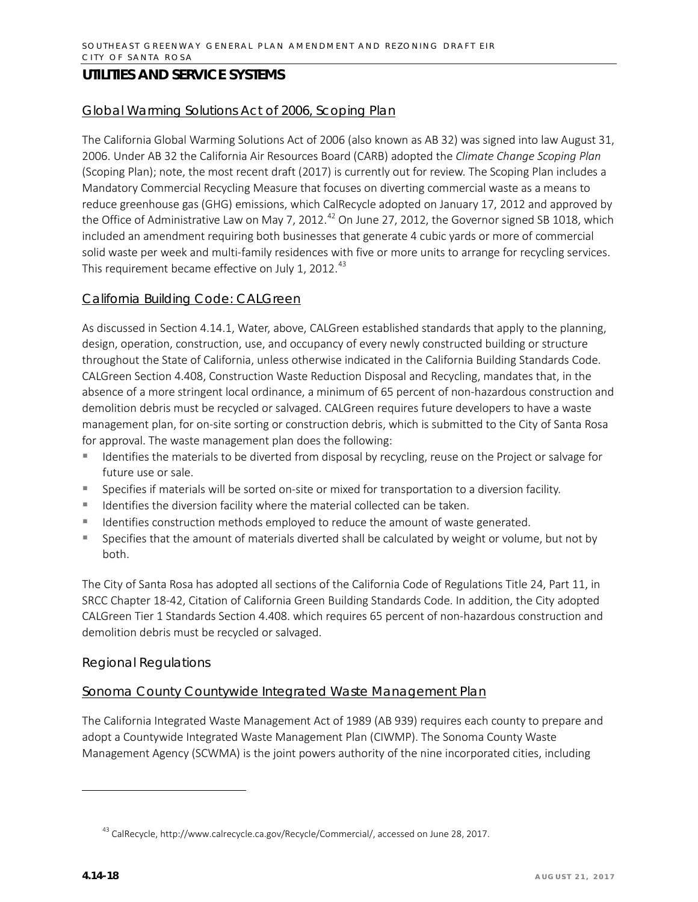## UTILITIES AND SERVICE SYSTEMS

### Global Warming Solutions Act of 2006, Scoping Plan

The California Global Warming Solutions Act of 2006 (also known as AB 32) was signed into law August 31, 2006. Under AB 32 the California Air Resources Board (CARB) adopted the *Climate Change Scoping Plan* (Scoping Plan); note, the most recent draft (2017) is currently out for review. The Scoping Plan includes a Mandatory Commercial Recycling Measure that focuses on diverting commercial waste as a means to reduce greenhouse gas (GHG) emissions, which CalRecycle adopted on January 17, 2012 and approved by the Office of Administrative Law on May 7, 2012.[42] On June 27, 2012, the Governor signed SB 1018, which included an amendment requiring both businesses that generate 4 cubic yards or more of commercial solid waste per week and multi-family residences with five or more units to arrange for recycling services. This requirement became effective on July 1, 2012.[43]

### California Building Code: CALGreen

As discussed in Section 4.14.1, Water, above, CALGreen established standards that apply to the planning, design, operation, construction, use, and occupancy of every newly constructed building or structure throughout the State of California, unless otherwise indicated in the California Building Standards Code. CALGreen Section 4.408, Construction Waste Reduction Disposal and Recycling, mandates that, in the absence of a more stringent local ordinance, a minimum of 65 percent of non-hazardous construction and demolition debris must be recycled or salvaged. CALGreen requires future developers to have a waste management plan, for on-site sorting or construction debris, which is submitted to the City of Santa Rosa for approval. The waste management plan does the following:

- Identifies the materials to be diverted from disposal by recycling, reuse on the Project or salvage for future use or sale.
- Specifies if materials will be sorted on-site or mixed for transportation to a diversion facility.
- Identifies the diversion facility where the material collected can be taken.
- Identifies construction methods employed to reduce the amount of waste generated.
- Specifies that the amount of materials diverted shall be calculated by weight or volume, but not by both.

The City of Santa Rosa has adopted all sections of the California Code of Regulations Title 24, Part 11, in SRCC Chapter 18-42, Citation of California Green Building Standards Code. In addition, the City adopted CALGreen Tier 1 Standards Section 4.408. which requires 65 percent of non-hazardous construction and demolition debris must be recycled or salvaged.

### Regional Regulations

### Sonoma County Countywide Integrated Waste Management Plan

The California Integrated Waste Management Act of 1989 (AB 939) requires each county to prepare and adopt a Countywide Integrated Waste Management Plan (CIWMP). The Sonoma County Waste Management Agency (SCWMA) is the joint powers authority of the nine incorporated cities, including

---

[43] CalRecycle, http://www.calrecycle.ca.gov/Recycle/Commercial/, accessed on June 28, 2017.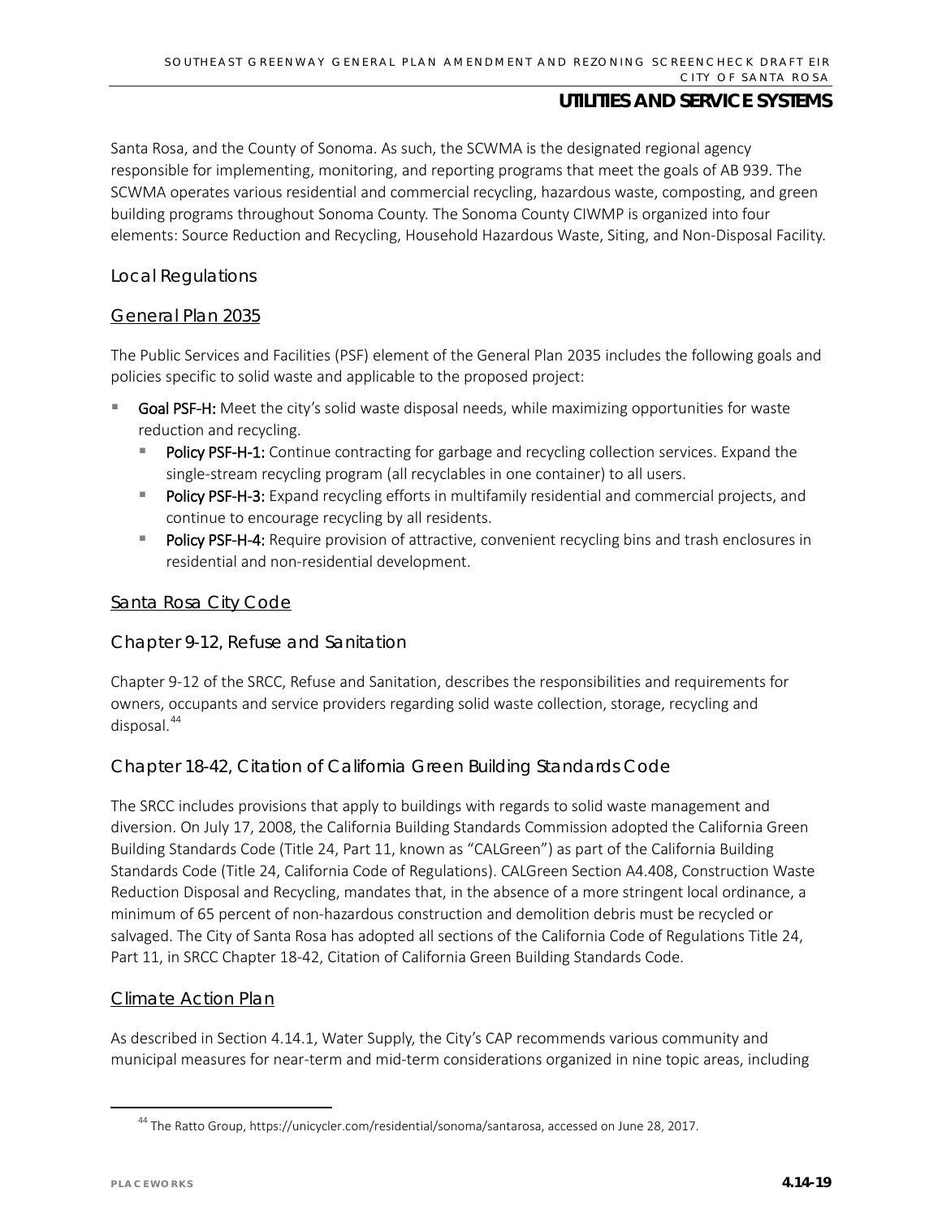Santa Rosa, and the County of Sonoma. As such, the SCWMA is the designated regional agency responsible for implementing, monitoring, and reporting programs that meet the goals of AB 939. The SCWMA operates various residential and commercial recycling, hazardous waste, composting, and green building programs throughout Sonoma County. The Sonoma County CIWMP is organized into four elements: Source Reduction and Recycling, Household Hazardous Waste, Siting, and Non-Disposal Facility.

### Local Regulations

#### General Plan 2035

The Public Services and Facilities (PSF) element of the General Plan 2035 includes the following goals and policies specific to solid waste and applicable to the proposed project:

- **Goal PSF-H:** Meet the city's solid waste disposal needs, while maximizing opportunities for waste reduction and recycling.
  - **Policy PSF-H-1:** Continue contracting for garbage and recycling collection services. Expand the single-stream recycling program (all recyclables in one container) to all users.
  - **Policy PSF-H-3:** Expand recycling efforts in multifamily residential and commercial projects, and continue to encourage recycling by all residents.
  - **Policy PSF-H-4:** Require provision of attractive, convenient recycling bins and trash enclosures in residential and non-residential development.

#### Santa Rosa City Code

##### Chapter 9-12, Refuse and Sanitation

Chapter 9-12 of the SRCC, Refuse and Sanitation, describes the responsibilities and requirements for owners, occupants and service providers regarding solid waste collection, storage, recycling and disposal.[44]

##### Chapter 18-42, Citation of California Green Building Standards Code

The SRCC includes provisions that apply to buildings with regards to solid waste management and diversion. On July 17, 2008, the California Building Standards Commission adopted the California Green Building Standards Code (Title 24, Part 11, known as "CALGreen") as part of the California Building Standards Code (Title 24, California Code of Regulations). CALGreen Section A4.408, Construction Waste Reduction Disposal and Recycling, mandates that, in the absence of a more stringent local ordinance, a minimum of 65 percent of non-hazardous construction and demolition debris must be recycled or salvaged. The City of Santa Rosa has adopted all sections of the California Code of Regulations Title 24, Part 11, in SRCC Chapter 18-42, Citation of California Green Building Standards Code.

#### Climate Action Plan

As described in Section 4.14.1, Water Supply, the City's CAP recommends various community and municipal measures for near-term and mid-term considerations organized in nine topic areas, including

[44] The Ratto Group, https://unicycler.com/residential/sonoma/santarosa, accessed on June 28, 2017.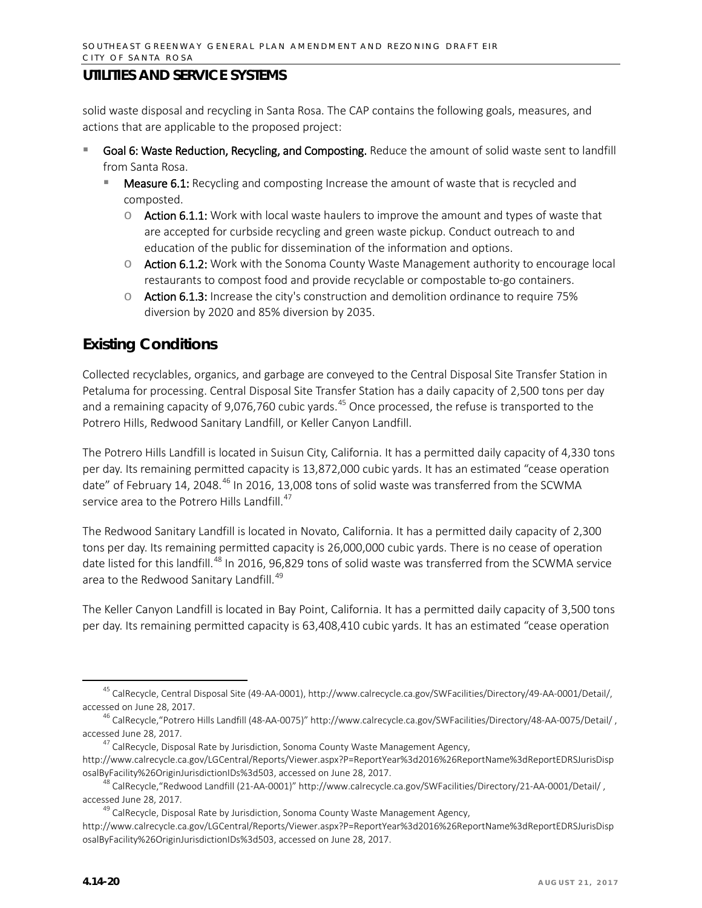## UTILITIES AND SERVICE SYSTEMS

solid waste disposal and recycling in Santa Rosa. The CAP contains the following goals, measures, and actions that are applicable to the proposed project:

- **Goal 6: Waste Reduction, Recycling, and Composting.** Reduce the amount of solid waste sent to landfill from Santa Rosa.
  - **Measure 6.1:** Recycling and composting Increase the amount of waste that is recycled and composted.
    - **Action 6.1.1:** Work with local waste haulers to improve the amount and types of waste that are accepted for curbside recycling and green waste pickup. Conduct outreach to and education of the public for dissemination of the information and options.
    - **Action 6.1.2:** Work with the Sonoma County Waste Management authority to encourage local restaurants to compost food and provide recyclable or compostable to-go containers.
    - **Action 6.1.3:** Increase the city's construction and demolition ordinance to require 75% diversion by 2020 and 85% diversion by 2035.

## Existing Conditions

Collected recyclables, organics, and garbage are conveyed to the Central Disposal Site Transfer Station in Petaluma for processing. Central Disposal Site Transfer Station has a daily capacity of 2,500 tons per day and a remaining capacity of 9,076,760 cubic yards.[45] Once processed, the refuse is transported to the Potrero Hills, Redwood Sanitary Landfill, or Keller Canyon Landfill.

The Potrero Hills Landfill is located in Suisun City, California. It has a permitted daily capacity of 4,330 tons per day. Its remaining permitted capacity is 13,872,000 cubic yards. It has an estimated "cease operation date" of February 14, 2048.[46] In 2016, 13,008 tons of solid waste was transferred from the SCWMA service area to the Potrero Hills Landfill.[47]

The Redwood Sanitary Landfill is located in Novato, California. It has a permitted daily capacity of 2,300 tons per day. Its remaining permitted capacity is 26,000,000 cubic yards. There is no cease of operation date listed for this landfill.[48] In 2016, 96,829 tons of solid waste was transferred from the SCWMA service area to the Redwood Sanitary Landfill.[49]

The Keller Canyon Landfill is located in Bay Point, California. It has a permitted daily capacity of 3,500 tons per day. Its remaining permitted capacity is 63,408,410 cubic yards. It has an estimated "cease operation

---

[45] CalRecycle, Central Disposal Site (49-AA-0001), http://www.calrecycle.ca.gov/SWFacilities/Directory/49-AA-0001/Detail/, accessed on June 28, 2017.

[46] CalRecycle,"Potrero Hills Landfill (48-AA-0075)" http://www.calrecycle.ca.gov/SWFacilities/Directory/48-AA-0075/Detail/ , accessed June 28, 2017.

[47] CalRecycle, Disposal Rate by Jurisdiction, Sonoma County Waste Management Agency, http://www.calrecycle.ca.gov/LGCentral/Reports/Viewer.aspx?P=ReportYear%3d2016%26ReportName%3dReportEDRSJurisDisposalByFacility%26OriginJurisdictionIDs%3d503, accessed on June 28, 2017.

[48] CalRecycle,"Redwood Landfill (21-AA-0001)" http://www.calrecycle.ca.gov/SWFacilities/Directory/21-AA-0001/Detail/ , accessed June 28, 2017.

[49] CalRecycle, Disposal Rate by Jurisdiction, Sonoma County Waste Management Agency, http://www.calrecycle.ca.gov/LGCentral/Reports/Viewer.aspx?P=ReportYear%3d2016%26ReportName%3dReportEDRSJurisDisposalByFacility%26OriginJurisdictionIDs%3d503, accessed on June 28, 2017.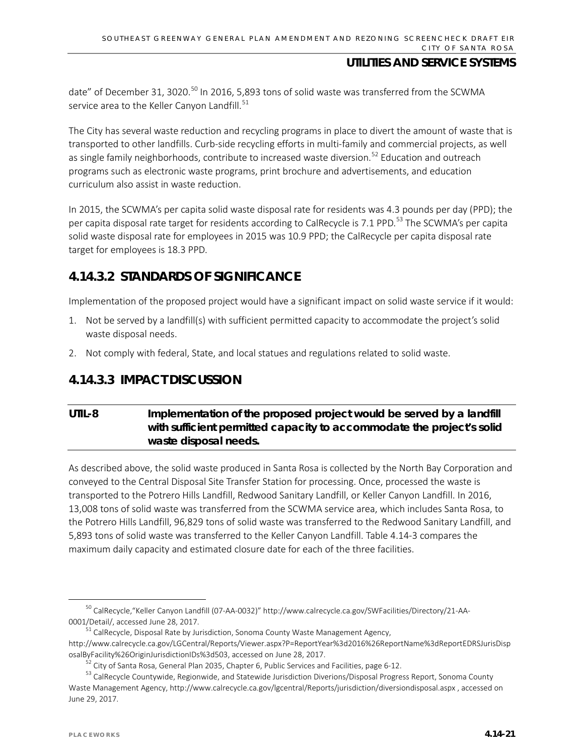date" of December 31, 3020.[50] In 2016, 5,893 tons of solid waste was transferred from the SCWMA service area to the Keller Canyon Landfill.[51]

The City has several waste reduction and recycling programs in place to divert the amount of waste that is transported to other landfills. Curb-side recycling efforts in multi-family and commercial projects, as well as single family neighborhoods, contribute to increased waste diversion.[52] Education and outreach programs such as electronic waste programs, print brochure and advertisements, and education curriculum also assist in waste reduction.

In 2015, the SCWMA's per capita solid waste disposal rate for residents was 4.3 pounds per day (PPD); the per capita disposal rate target for residents according to CalRecycle is 7.1 PPD.[53] The SCWMA's per capita solid waste disposal rate for employees in 2015 was 10.9 PPD; the CalRecycle per capita disposal rate target for employees is 18.3 PPD.

## 4.14.3.2 STANDARDS OF SIGNIFICANCE

Implementation of the proposed project would have a significant impact on solid waste service if it would:

1. Not be served by a landfill(s) with sufficient permitted capacity to accommodate the project's solid waste disposal needs.
2. Not comply with federal, State, and local statues and regulations related to solid waste.

## 4.14.3.3 IMPACT DISCUSSION

**UTIL-8 Implementation of the proposed project would be served by a landfill with sufficient permitted capacity to accommodate the project's solid waste disposal needs.**

As described above, the solid waste produced in Santa Rosa is collected by the North Bay Corporation and conveyed to the Central Disposal Site Transfer Station for processing. Once, processed the waste is transported to the Potrero Hills Landfill, Redwood Sanitary Landfill, or Keller Canyon Landfill. In 2016, 13,008 tons of solid waste was transferred from the SCWMA service area, which includes Santa Rosa, to the Potrero Hills Landfill, 96,829 tons of solid waste was transferred to the Redwood Sanitary Landfill, and 5,893 tons of solid waste was transferred to the Keller Canyon Landfill. Table 4.14-3 compares the maximum daily capacity and estimated closure date for each of the three facilities.

---

[50] CalRecycle,"Keller Canyon Landfill (07-AA-0032)" http://www.calrecycle.ca.gov/SWFacilities/Directory/21-AA-0001/Detail/, accessed June 28, 2017.

[51] CalRecycle, Disposal Rate by Jurisdiction, Sonoma County Waste Management Agency, http://www.calrecycle.ca.gov/LGCentral/Reports/Viewer.aspx?P=ReportYear%3d2016%26ReportName%3dReportEDRSJurisDisposalByFacility%26OriginJurisdictionIDs%3d503, accessed on June 28, 2017.

[52] City of Santa Rosa, General Plan 2035, Chapter 6, Public Services and Facilities, page 6-12.

[53] CalRecycle Countywide, Regionwide, and Statewide Jurisdiction Diverions/Disposal Progress Report, Sonoma County Waste Management Agency, http://www.calrecycle.ca.gov/lgcentral/Reports/jurisdiction/diversiondisposal.aspx , accessed on June 29, 2017.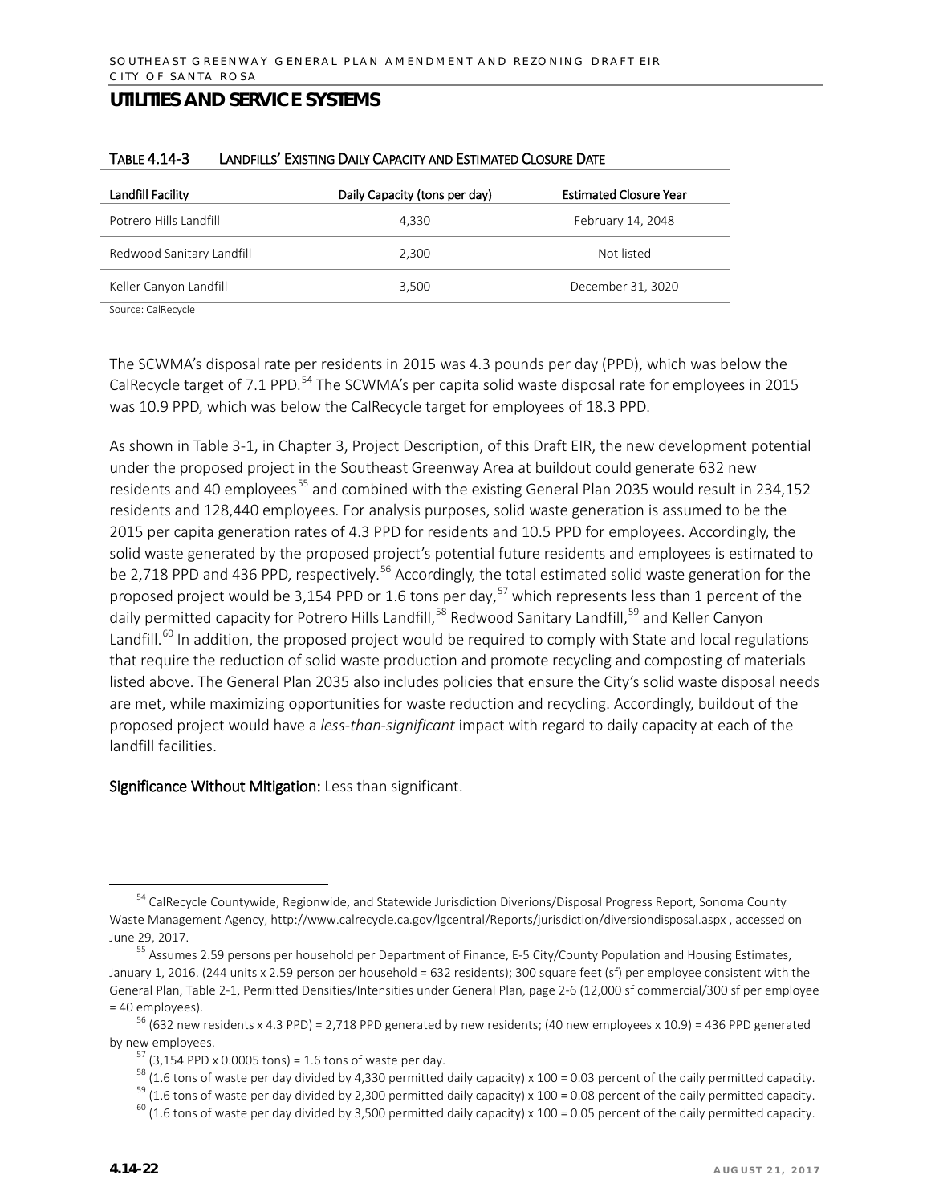## UTILITIES AND SERVICE SYSTEMS

TABLE 4.14-3 LANDFILLS' EXISTING DAILY CAPACITY AND ESTIMATED CLOSURE DATE

| Landfill Facility | Daily Capacity (tons per day) | Estimated Closure Year |
|---|---|---|
| Potrero Hills Landfill | 4,330 | February 14, 2048 |
| Redwood Sanitary Landfill | 2,300 | Not listed |
| Keller Canyon Landfill | 3,500 | December 31, 3020 |

Source: CalRecycle

The SCWMA's disposal rate per residents in 2015 was 4.3 pounds per day (PPD), which was below the CalRecycle target of 7.1 PPD.[54] The SCWMA's per capita solid waste disposal rate for employees in 2015 was 10.9 PPD, which was below the CalRecycle target for employees of 18.3 PPD.

As shown in Table 3-1, in Chapter 3, Project Description, of this Draft EIR, the new development potential under the proposed project in the Southeast Greenway Area at buildout could generate 632 new residents and 40 employees[55] and combined with the existing General Plan 2035 would result in 234,152 residents and 128,440 employees. For analysis purposes, solid waste generation is assumed to be the 2015 per capita generation rates of 4.3 PPD for residents and 10.5 PPD for employees. Accordingly, the solid waste generated by the proposed project's potential future residents and employees is estimated to be 2,718 PPD and 436 PPD, respectively.[56] Accordingly, the total estimated solid waste generation for the proposed project would be 3,154 PPD or 1.6 tons per day,[57] which represents less than 1 percent of the daily permitted capacity for Potrero Hills Landfill,[58] Redwood Sanitary Landfill,[59] and Keller Canyon Landfill.[60] In addition, the proposed project would be required to comply with State and local regulations that require the reduction of solid waste production and promote recycling and composting of materials listed above. The General Plan 2035 also includes policies that ensure the City's solid waste disposal needs are met, while maximizing opportunities for waste reduction and recycling. Accordingly, buildout of the proposed project would have a *less-than-significant* impact with regard to daily capacity at each of the landfill facilities.

**Significance Without Mitigation:** Less than significant.

---

[54] CalRecycle Countywide, Regionwide, and Statewide Jurisdiction Diverions/Disposal Progress Report, Sonoma County Waste Management Agency, http://www.calrecycle.ca.gov/lgcentral/Reports/jurisdiction/diversiondisposal.aspx , accessed on June 29, 2017.

[55] Assumes 2.59 persons per household per Department of Finance, E-5 City/County Population and Housing Estimates, January 1, 2016. (244 units x 2.59 person per household = 632 residents); 300 square feet (sf) per employee consistent with the General Plan, Table 2-1, Permitted Densities/Intensities under General Plan, page 2-6 (12,000 sf commercial/300 sf per employee = 40 employees).

[56] (632 new residents x 4.3 PPD) = 2,718 PPD generated by new residents; (40 new employees x 10.9) = 436 PPD generated by new employees.

[57] (3,154 PPD x 0.0005 tons) = 1.6 tons of waste per day.

[58] (1.6 tons of waste per day divided by 4,330 permitted daily capacity) x 100 = 0.03 percent of the daily permitted capacity.

[59] (1.6 tons of waste per day divided by 2,300 permitted daily capacity) x 100 = 0.08 percent of the daily permitted capacity.

[60] (1.6 tons of waste per day divided by 3,500 permitted daily capacity) x 100 = 0.05 percent of the daily permitted capacity.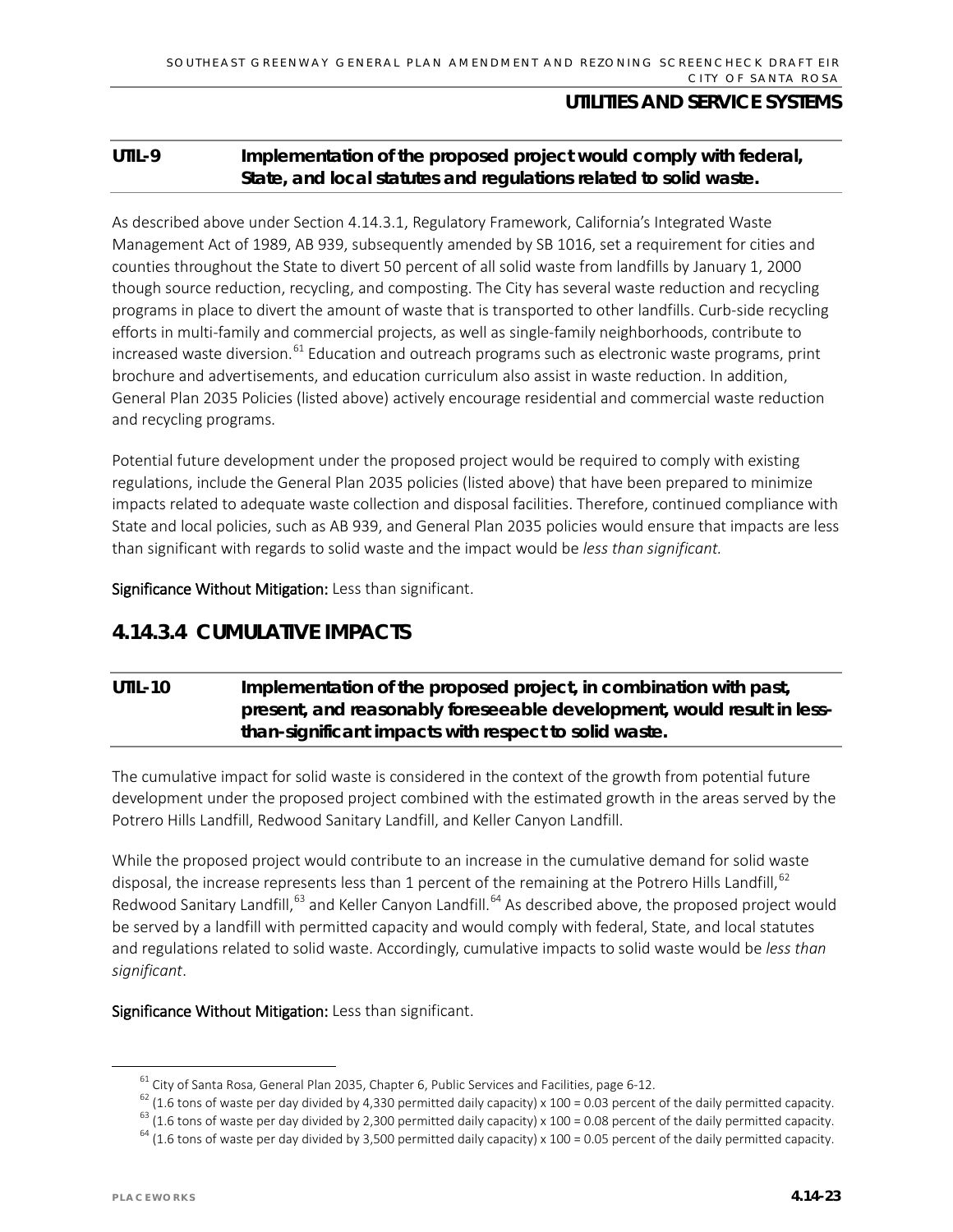**UTIL-9 Implementation of the proposed project would comply with federal, State, and local statutes and regulations related to solid waste.**

As described above under Section 4.14.3.1, Regulatory Framework, California's Integrated Waste Management Act of 1989, AB 939, subsequently amended by SB 1016, set a requirement for cities and counties throughout the State to divert 50 percent of all solid waste from landfills by January 1, 2000 though source reduction, recycling, and composting. The City has several waste reduction and recycling programs in place to divert the amount of waste that is transported to other landfills. Curb-side recycling efforts in multi-family and commercial projects, as well as single-family neighborhoods, contribute to increased waste diversion.[61] Education and outreach programs such as electronic waste programs, print brochure and advertisements, and education curriculum also assist in waste reduction. In addition, General Plan 2035 Policies (listed above) actively encourage residential and commercial waste reduction and recycling programs.

Potential future development under the proposed project would be required to comply with existing regulations, include the General Plan 2035 policies (listed above) that have been prepared to minimize impacts related to adequate waste collection and disposal facilities. Therefore, continued compliance with State and local policies, such as AB 939, and General Plan 2035 policies would ensure that impacts are less than significant with regards to solid waste and the impact would be *less than significant.*

**Significance Without Mitigation:** Less than significant.

## 4.14.3.4 CUMULATIVE IMPACTS

**UTIL-10 Implementation of the proposed project, in combination with past, present, and reasonably foreseeable development, would result in less-than-significant impacts with respect to solid waste.**

The cumulative impact for solid waste is considered in the context of the growth from potential future development under the proposed project combined with the estimated growth in the areas served by the Potrero Hills Landfill, Redwood Sanitary Landfill, and Keller Canyon Landfill.

While the proposed project would contribute to an increase in the cumulative demand for solid waste disposal, the increase represents less than 1 percent of the remaining at the Potrero Hills Landfill,[62] Redwood Sanitary Landfill,[63] and Keller Canyon Landfill.[64] As described above, the proposed project would be served by a landfill with permitted capacity and would comply with federal, State, and local statutes and regulations related to solid waste. Accordingly, cumulative impacts to solid waste would be *less than significant*.

**Significance Without Mitigation:** Less than significant.

---

[61] City of Santa Rosa, General Plan 2035, Chapter 6, Public Services and Facilities, page 6-12.

[62] (1.6 tons of waste per day divided by 4,330 permitted daily capacity) x 100 = 0.03 percent of the daily permitted capacity.

[63] (1.6 tons of waste per day divided by 2,300 permitted daily capacity) x 100 = 0.08 percent of the daily permitted capacity.

[64] (1.6 tons of waste per day divided by 3,500 permitted daily capacity) x 100 = 0.05 percent of the daily permitted capacity.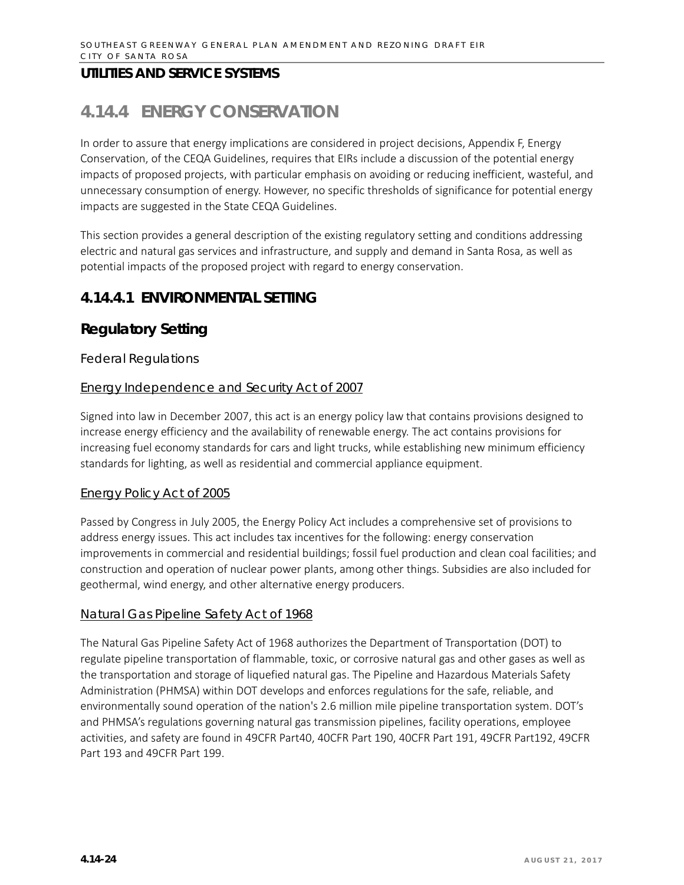## UTILITIES AND SERVICE SYSTEMS

# 4.14.4 ENERGY CONSERVATION

In order to assure that energy implications are considered in project decisions, Appendix F, Energy Conservation, of the CEQA Guidelines, requires that EIRs include a discussion of the potential energy impacts of proposed projects, with particular emphasis on avoiding or reducing inefficient, wasteful, and unnecessary consumption of energy. However, no specific thresholds of significance for potential energy impacts are suggested in the State CEQA Guidelines.

This section provides a general description of the existing regulatory setting and conditions addressing electric and natural gas services and infrastructure, and supply and demand in Santa Rosa, as well as potential impacts of the proposed project with regard to energy conservation.

## 4.14.4.1 ENVIRONMENTAL SETTING

### Regulatory Setting

#### Federal Regulations

##### Energy Independence and Security Act of 2007

Signed into law in December 2007, this act is an energy policy law that contains provisions designed to increase energy efficiency and the availability of renewable energy. The act contains provisions for increasing fuel economy standards for cars and light trucks, while establishing new minimum efficiency standards for lighting, as well as residential and commercial appliance equipment.

##### Energy Policy Act of 2005

Passed by Congress in July 2005, the Energy Policy Act includes a comprehensive set of provisions to address energy issues. This act includes tax incentives for the following: energy conservation improvements in commercial and residential buildings; fossil fuel production and clean coal facilities; and construction and operation of nuclear power plants, among other things. Subsidies are also included for geothermal, wind energy, and other alternative energy producers.

##### Natural Gas Pipeline Safety Act of 1968

The Natural Gas Pipeline Safety Act of 1968 authorizes the Department of Transportation (DOT) to regulate pipeline transportation of flammable, toxic, or corrosive natural gas and other gases as well as the transportation and storage of liquefied natural gas. The Pipeline and Hazardous Materials Safety Administration (PHMSA) within DOT develops and enforces regulations for the safe, reliable, and environmentally sound operation of the nation's 2.6 million mile pipeline transportation system. DOT's and PHMSA's regulations governing natural gas transmission pipelines, facility operations, employee activities, and safety are found in 49CFR Part40, 40CFR Part 190, 40CFR Part 191, 49CFR Part192, 49CFR Part 193 and 49CFR Part 199.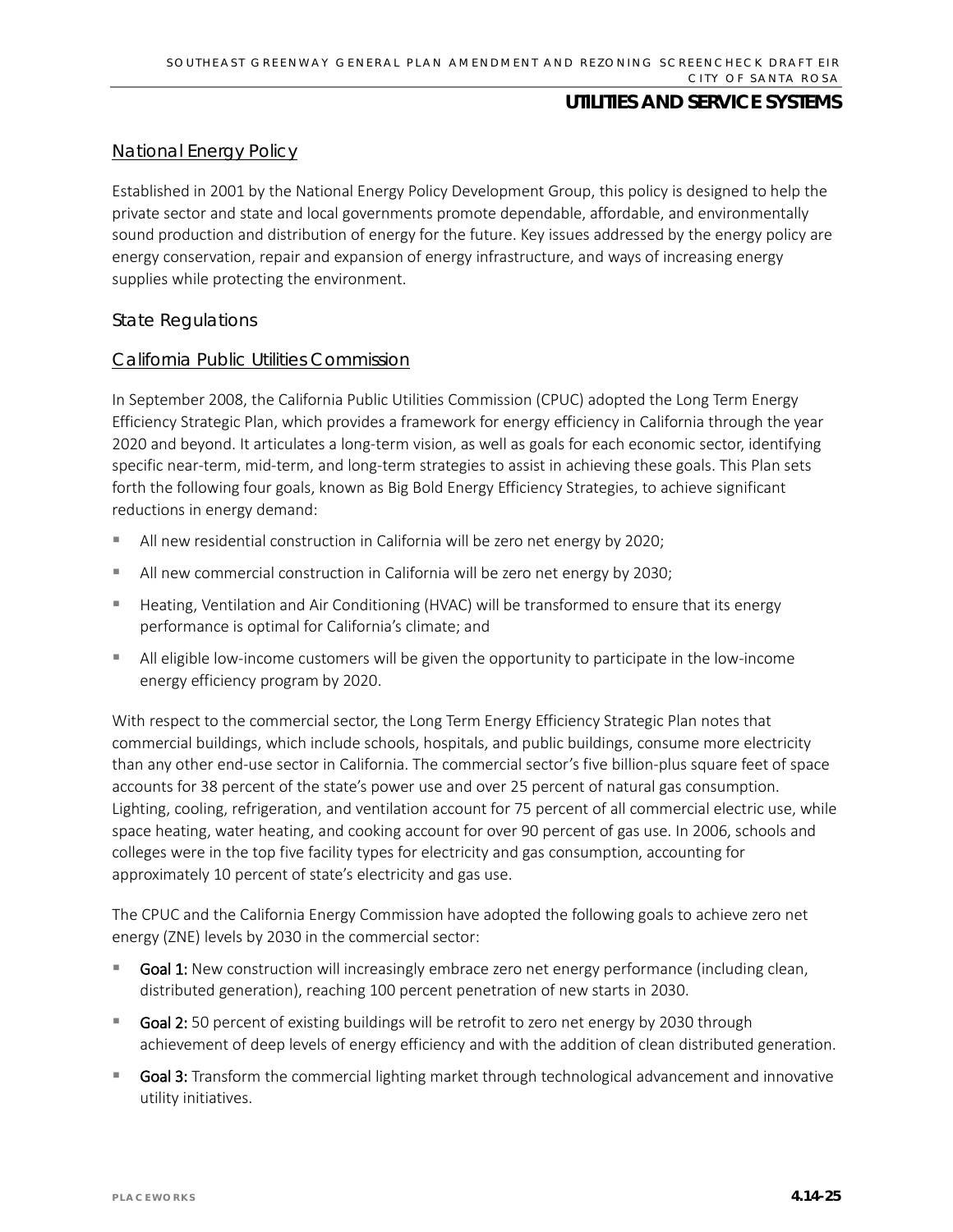## National Energy Policy

Established in 2001 by the National Energy Policy Development Group, this policy is designed to help the private sector and state and local governments promote dependable, affordable, and environmentally sound production and distribution of energy for the future. Key issues addressed by the energy policy are energy conservation, repair and expansion of energy infrastructure, and ways of increasing energy supplies while protecting the environment.

### State Regulations

## California Public Utilities Commission

In September 2008, the California Public Utilities Commission (CPUC) adopted the Long Term Energy Efficiency Strategic Plan, which provides a framework for energy efficiency in California through the year 2020 and beyond. It articulates a long-term vision, as well as goals for each economic sector, identifying specific near-term, mid-term, and long-term strategies to assist in achieving these goals. This Plan sets forth the following four goals, known as Big Bold Energy Efficiency Strategies, to achieve significant reductions in energy demand:

- All new residential construction in California will be zero net energy by 2020;
- All new commercial construction in California will be zero net energy by 2030;
- Heating, Ventilation and Air Conditioning (HVAC) will be transformed to ensure that its energy performance is optimal for California's climate; and
- All eligible low-income customers will be given the opportunity to participate in the low-income energy efficiency program by 2020.

With respect to the commercial sector, the Long Term Energy Efficiency Strategic Plan notes that commercial buildings, which include schools, hospitals, and public buildings, consume more electricity than any other end-use sector in California. The commercial sector's five billion-plus square feet of space accounts for 38 percent of the state's power use and over 25 percent of natural gas consumption. Lighting, cooling, refrigeration, and ventilation account for 75 percent of all commercial electric use, while space heating, water heating, and cooking account for over 90 percent of gas use. In 2006, schools and colleges were in the top five facility types for electricity and gas consumption, accounting for approximately 10 percent of state's electricity and gas use.

The CPUC and the California Energy Commission have adopted the following goals to achieve zero net energy (ZNE) levels by 2030 in the commercial sector:

- **Goal 1:** New construction will increasingly embrace zero net energy performance (including clean, distributed generation), reaching 100 percent penetration of new starts in 2030.
- **Goal 2:** 50 percent of existing buildings will be retrofit to zero net energy by 2030 through achievement of deep levels of energy efficiency and with the addition of clean distributed generation.
- **Goal 3:** Transform the commercial lighting market through technological advancement and innovative utility initiatives.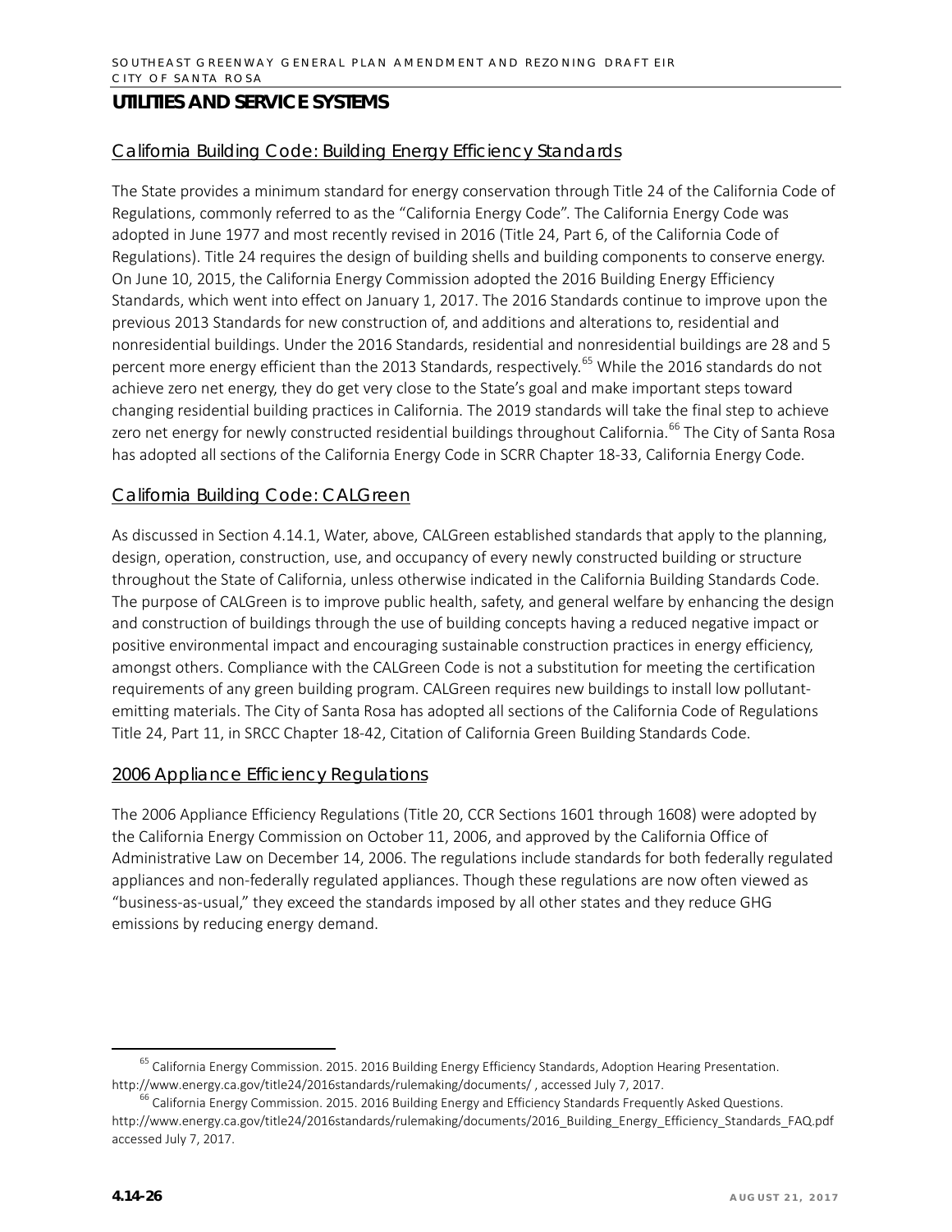## UTILITIES AND SERVICE SYSTEMS

### California Building Code: Building Energy Efficiency Standards

The State provides a minimum standard for energy conservation through Title 24 of the California Code of Regulations, commonly referred to as the "California Energy Code". The California Energy Code was adopted in June 1977 and most recently revised in 2016 (Title 24, Part 6, of the California Code of Regulations). Title 24 requires the design of building shells and building components to conserve energy. On June 10, 2015, the California Energy Commission adopted the 2016 Building Energy Efficiency Standards, which went into effect on January 1, 2017. The 2016 Standards continue to improve upon the previous 2013 Standards for new construction of, and additions and alterations to, residential and nonresidential buildings. Under the 2016 Standards, residential and nonresidential buildings are 28 and 5 percent more energy efficient than the 2013 Standards, respectively.[65] While the 2016 standards do not achieve zero net energy, they do get very close to the State's goal and make important steps toward changing residential building practices in California. The 2019 standards will take the final step to achieve zero net energy for newly constructed residential buildings throughout California.[66] The City of Santa Rosa has adopted all sections of the California Energy Code in SCRR Chapter 18-33, California Energy Code.

### California Building Code: CALGreen

As discussed in Section 4.14.1, Water, above, CALGreen established standards that apply to the planning, design, operation, construction, use, and occupancy of every newly constructed building or structure throughout the State of California, unless otherwise indicated in the California Building Standards Code. The purpose of CALGreen is to improve public health, safety, and general welfare by enhancing the design and construction of buildings through the use of building concepts having a reduced negative impact or positive environmental impact and encouraging sustainable construction practices in energy efficiency, amongst others. Compliance with the CALGreen Code is not a substitution for meeting the certification requirements of any green building program. CALGreen requires new buildings to install low pollutant-emitting materials. The City of Santa Rosa has adopted all sections of the California Code of Regulations Title 24, Part 11, in SRCC Chapter 18-42, Citation of California Green Building Standards Code.

### 2006 Appliance Efficiency Regulations

The 2006 Appliance Efficiency Regulations (Title 20, CCR Sections 1601 through 1608) were adopted by the California Energy Commission on October 11, 2006, and approved by the California Office of Administrative Law on December 14, 2006. The regulations include standards for both federally regulated appliances and non-federally regulated appliances. Though these regulations are now often viewed as "business-as-usual," they exceed the standards imposed by all other states and they reduce GHG emissions by reducing energy demand.

---

[65] California Energy Commission. 2015. 2016 Building Energy Efficiency Standards, Adoption Hearing Presentation. http://www.energy.ca.gov/title24/2016standards/rulemaking/documents/ , accessed July 7, 2017.

[66] California Energy Commission. 2015. 2016 Building Energy and Efficiency Standards Frequently Asked Questions. http://www.energy.ca.gov/title24/2016standards/rulemaking/documents/2016_Building_Energy_Efficiency_Standards_FAQ.pdf accessed July 7, 2017.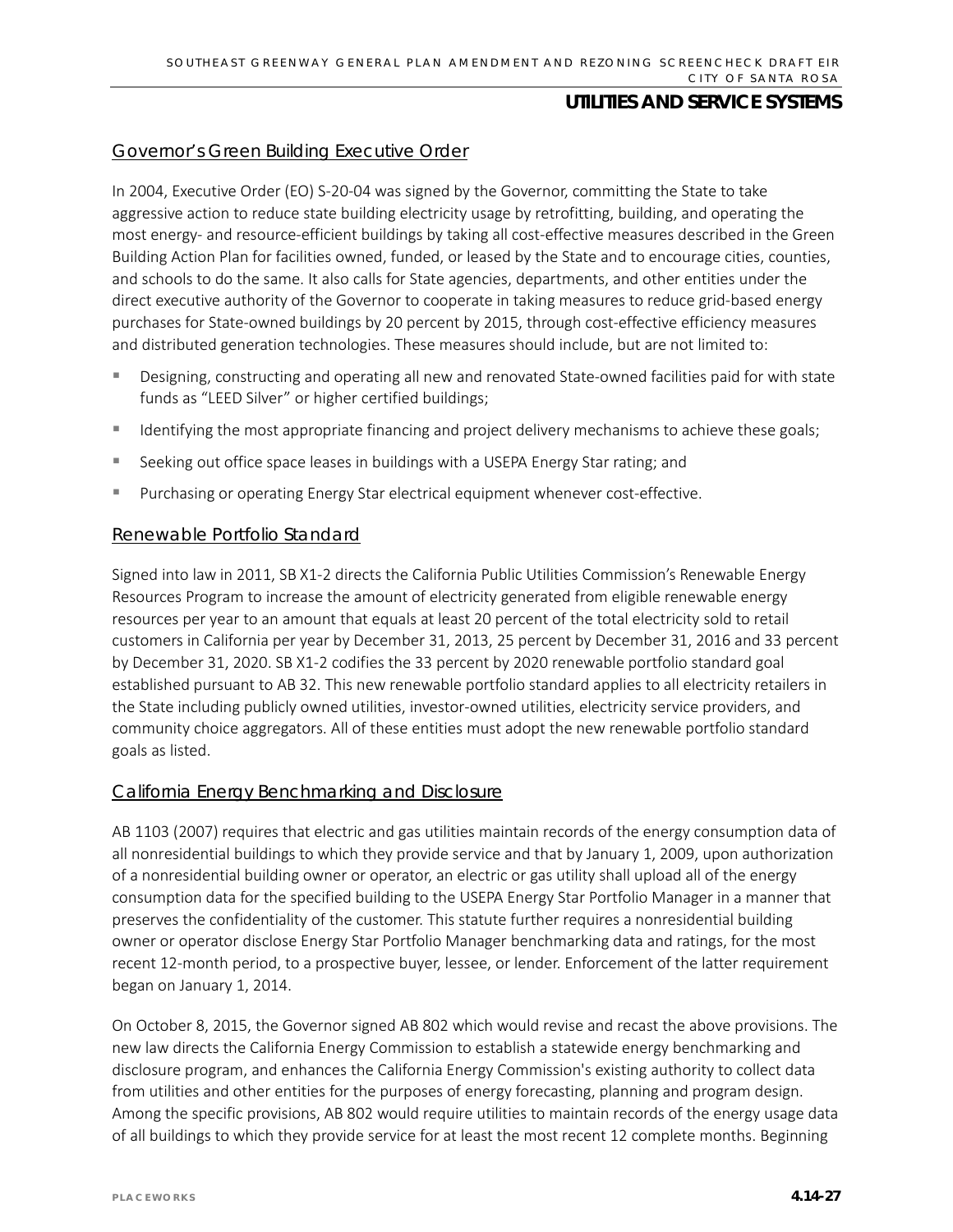### Governor's Green Building Executive Order

In 2004, Executive Order (EO) S-20-04 was signed by the Governor, committing the State to take aggressive action to reduce state building electricity usage by retrofitting, building, and operating the most energy- and resource-efficient buildings by taking all cost-effective measures described in the Green Building Action Plan for facilities owned, funded, or leased by the State and to encourage cities, counties, and schools to do the same. It also calls for State agencies, departments, and other entities under the direct executive authority of the Governor to cooperate in taking measures to reduce grid-based energy purchases for State-owned buildings by 20 percent by 2015, through cost-effective efficiency measures and distributed generation technologies. These measures should include, but are not limited to:

- Designing, constructing and operating all new and renovated State-owned facilities paid for with state funds as "LEED Silver" or higher certified buildings;
- Identifying the most appropriate financing and project delivery mechanisms to achieve these goals;
- Seeking out office space leases in buildings with a USEPA Energy Star rating; and
- Purchasing or operating Energy Star electrical equipment whenever cost-effective.

### Renewable Portfolio Standard

Signed into law in 2011, SB X1-2 directs the California Public Utilities Commission's Renewable Energy Resources Program to increase the amount of electricity generated from eligible renewable energy resources per year to an amount that equals at least 20 percent of the total electricity sold to retail customers in California per year by December 31, 2013, 25 percent by December 31, 2016 and 33 percent by December 31, 2020. SB X1-2 codifies the 33 percent by 2020 renewable portfolio standard goal established pursuant to AB 32. This new renewable portfolio standard applies to all electricity retailers in the State including publicly owned utilities, investor-owned utilities, electricity service providers, and community choice aggregators. All of these entities must adopt the new renewable portfolio standard goals as listed.

### California Energy Benchmarking and Disclosure

AB 1103 (2007) requires that electric and gas utilities maintain records of the energy consumption data of all nonresidential buildings to which they provide service and that by January 1, 2009, upon authorization of a nonresidential building owner or operator, an electric or gas utility shall upload all of the energy consumption data for the specified building to the USEPA Energy Star Portfolio Manager in a manner that preserves the confidentiality of the customer. This statute further requires a nonresidential building owner or operator disclose Energy Star Portfolio Manager benchmarking data and ratings, for the most recent 12-month period, to a prospective buyer, lessee, or lender. Enforcement of the latter requirement began on January 1, 2014.

On October 8, 2015, the Governor signed AB 802 which would revise and recast the above provisions. The new law directs the California Energy Commission to establish a statewide energy benchmarking and disclosure program, and enhances the California Energy Commission's existing authority to collect data from utilities and other entities for the purposes of energy forecasting, planning and program design. Among the specific provisions, AB 802 would require utilities to maintain records of the energy usage data of all buildings to which they provide service for at least the most recent 12 complete months. Beginning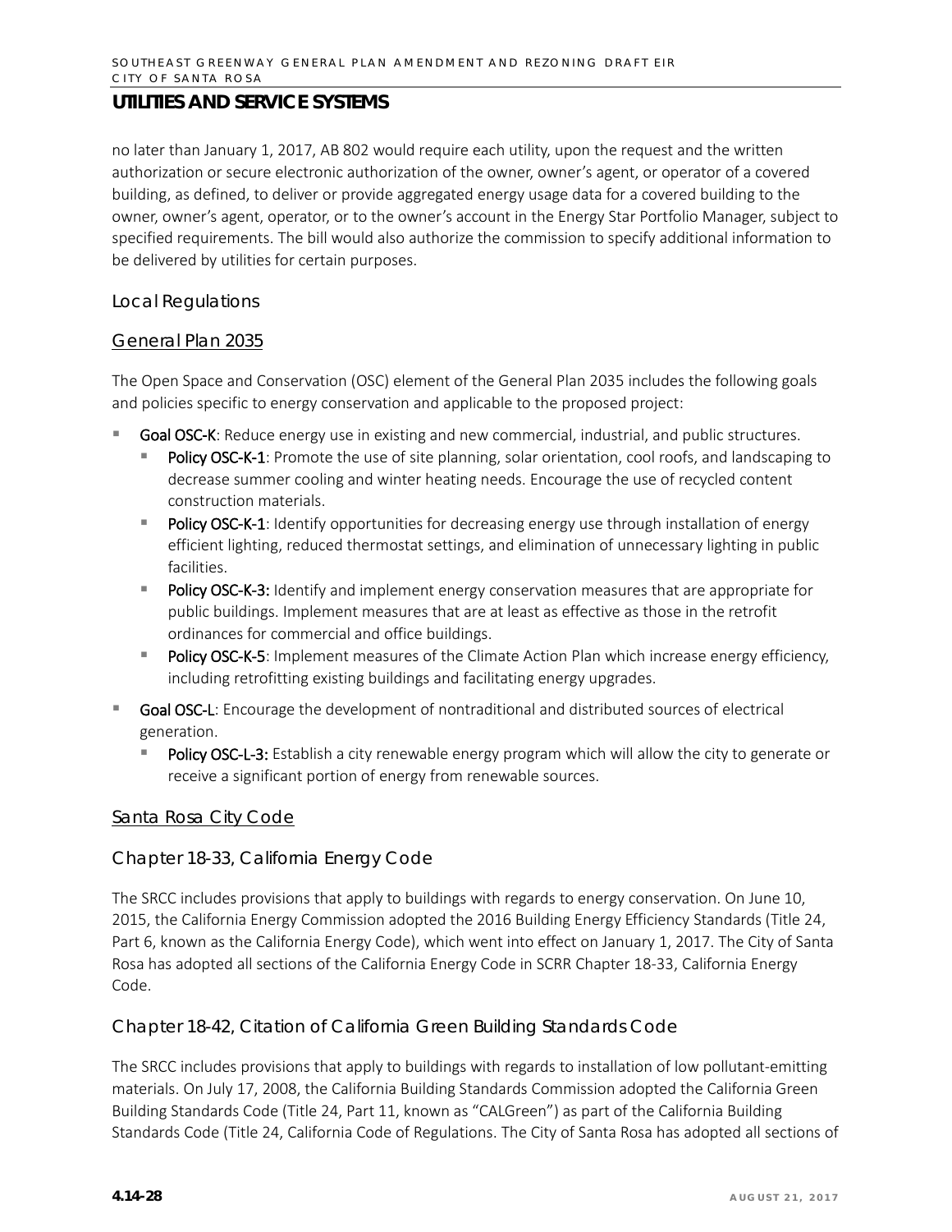no later than January 1, 2017, AB 802 would require each utility, upon the request and the written authorization or secure electronic authorization of the owner, owner's agent, or operator of a covered building, as defined, to deliver or provide aggregated energy usage data for a covered building to the owner, owner's agent, operator, or to the owner's account in the Energy Star Portfolio Manager, subject to specified requirements. The bill would also authorize the commission to specify additional information to be delivered by utilities for certain purposes.

### Local Regulations

#### General Plan 2035

The Open Space and Conservation (OSC) element of the General Plan 2035 includes the following goals and policies specific to energy conservation and applicable to the proposed project:

- **Goal OSC-K**: Reduce energy use in existing and new commercial, industrial, and public structures.
  - **Policy OSC-K-1**: Promote the use of site planning, solar orientation, cool roofs, and landscaping to decrease summer cooling and winter heating needs. Encourage the use of recycled content construction materials.
  - **Policy OSC-K-1**: Identify opportunities for decreasing energy use through installation of energy efficient lighting, reduced thermostat settings, and elimination of unnecessary lighting in public facilities.
  - **Policy OSC-K-3:** Identify and implement energy conservation measures that are appropriate for public buildings. Implement measures that are at least as effective as those in the retrofit ordinances for commercial and office buildings.
  - **Policy OSC-K-5**: Implement measures of the Climate Action Plan which increase energy efficiency, including retrofitting existing buildings and facilitating energy upgrades.
- **Goal OSC-L**: Encourage the development of nontraditional and distributed sources of electrical generation.
  - **Policy OSC-L-3:** Establish a city renewable energy program which will allow the city to generate or receive a significant portion of energy from renewable sources.

#### Santa Rosa City Code

#### Chapter 18-33, California Energy Code

The SRCC includes provisions that apply to buildings with regards to energy conservation. On June 10, 2015, the California Energy Commission adopted the 2016 Building Energy Efficiency Standards (Title 24, Part 6, known as the California Energy Code), which went into effect on January 1, 2017. The City of Santa Rosa has adopted all sections of the California Energy Code in SCRR Chapter 18-33, California Energy Code.

#### Chapter 18-42, Citation of California Green Building Standards Code

The SRCC includes provisions that apply to buildings with regards to installation of low pollutant-emitting materials. On July 17, 2008, the California Building Standards Commission adopted the California Green Building Standards Code (Title 24, Part 11, known as "CALGreen") as part of the California Building Standards Code (Title 24, California Code of Regulations. The City of Santa Rosa has adopted all sections of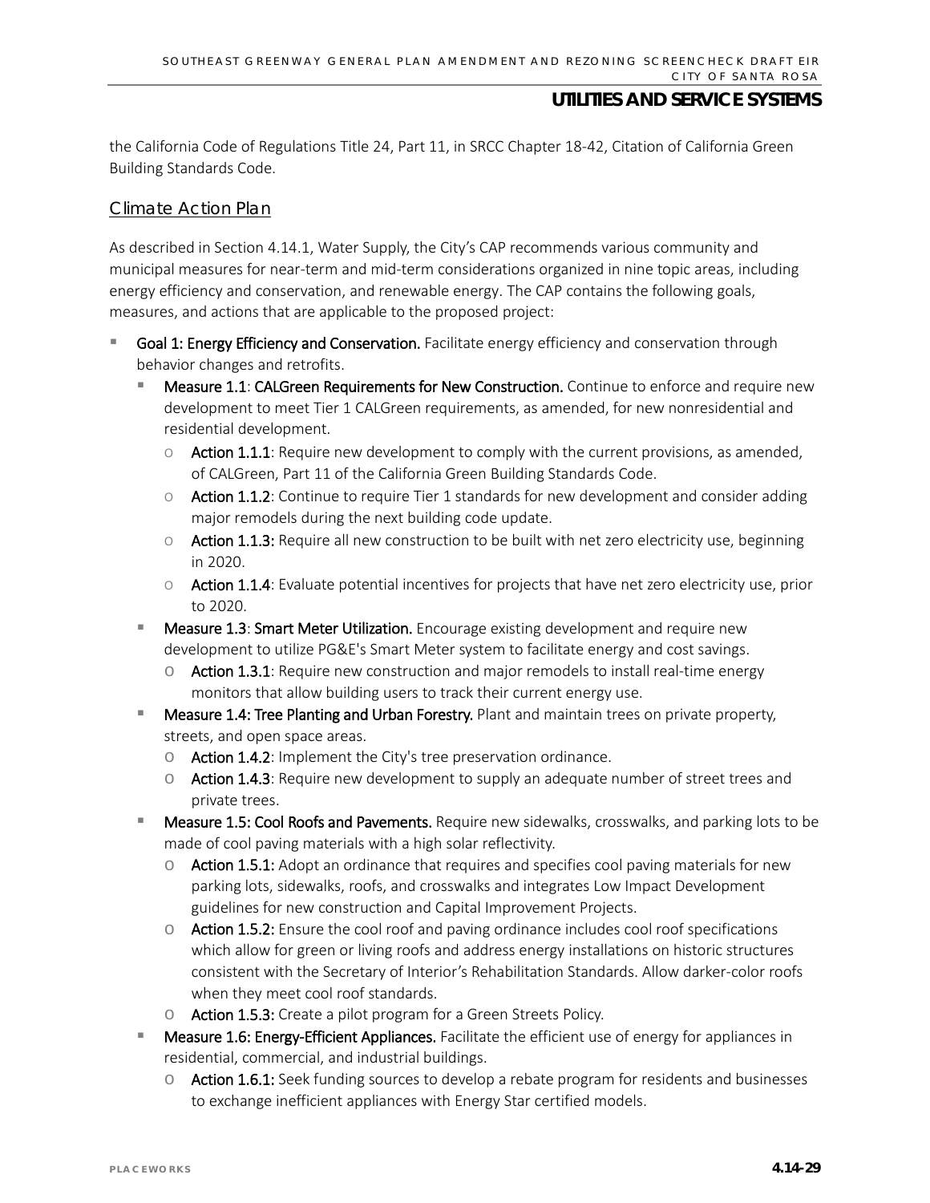the California Code of Regulations Title 24, Part 11, in SRCC Chapter 18-42, Citation of California Green Building Standards Code.

### Climate Action Plan

As described in Section 4.14.1, Water Supply, the City's CAP recommends various community and municipal measures for near-term and mid-term considerations organized in nine topic areas, including energy efficiency and conservation, and renewable energy. The CAP contains the following goals, measures, and actions that are applicable to the proposed project:

- **Goal 1: Energy Efficiency and Conservation.** Facilitate energy efficiency and conservation through behavior changes and retrofits.
  - **Measure 1.1**: **CALGreen Requirements for New Construction.** Continue to enforce and require new development to meet Tier 1 CALGreen requirements, as amended, for new nonresidential and residential development.
    - **Action 1.1.1**: Require new development to comply with the current provisions, as amended, of CALGreen, Part 11 of the California Green Building Standards Code.
    - **Action 1.1.2**: Continue to require Tier 1 standards for new development and consider adding major remodels during the next building code update.
    - **Action 1.1.3:** Require all new construction to be built with net zero electricity use, beginning in 2020.
    - **Action 1.1.4**: Evaluate potential incentives for projects that have net zero electricity use, prior to 2020.
  - **Measure 1.3**: **Smart Meter Utilization.** Encourage existing development and require new development to utilize PG&E's Smart Meter system to facilitate energy and cost savings.
    - **Action 1.3.1**: Require new construction and major remodels to install real-time energy monitors that allow building users to track their current energy use.
  - **Measure 1.4: Tree Planting and Urban Forestry.** Plant and maintain trees on private property, streets, and open space areas.
    - **Action 1.4.2**: Implement the City's tree preservation ordinance.
    - **Action 1.4.3**: Require new development to supply an adequate number of street trees and private trees.
  - **Measure 1.5: Cool Roofs and Pavements.** Require new sidewalks, crosswalks, and parking lots to be made of cool paving materials with a high solar reflectivity.
    - **Action 1.5.1:** Adopt an ordinance that requires and specifies cool paving materials for new parking lots, sidewalks, roofs, and crosswalks and integrates Low Impact Development guidelines for new construction and Capital Improvement Projects.
    - **Action 1.5.2:** Ensure the cool roof and paving ordinance includes cool roof specifications which allow for green or living roofs and address energy installations on historic structures consistent with the Secretary of Interior's Rehabilitation Standards. Allow darker-color roofs when they meet cool roof standards.
    - **Action 1.5.3:** Create a pilot program for a Green Streets Policy.
  - **Measure 1.6: Energy-Efficient Appliances.** Facilitate the efficient use of energy for appliances in residential, commercial, and industrial buildings.
    - **Action 1.6.1:** Seek funding sources to develop a rebate program for residents and businesses to exchange inefficient appliances with Energy Star certified models.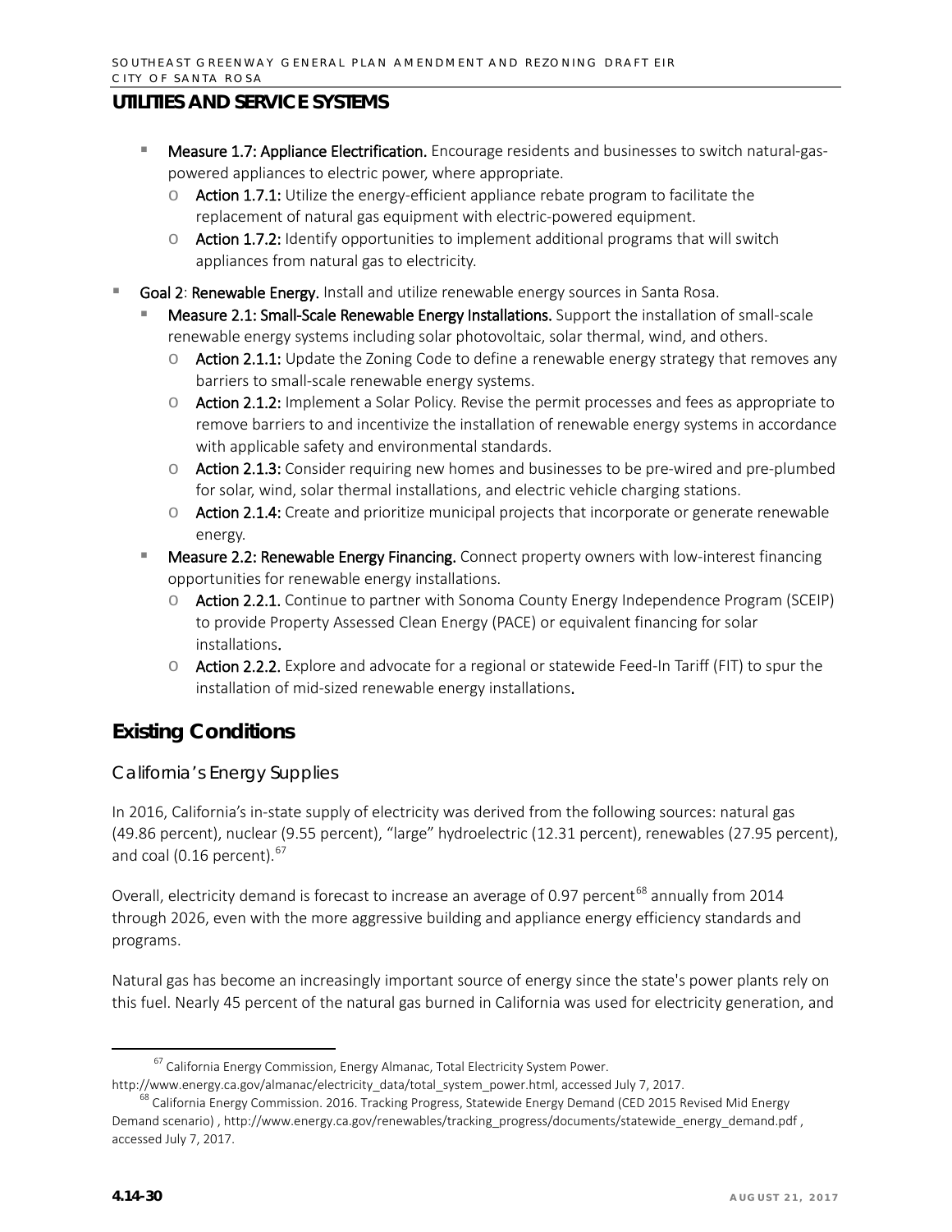## UTILITIES AND SERVICE SYSTEMS

- **Measure 1.7: Appliance Electrification.** Encourage residents and businesses to switch natural-gas-powered appliances to electric power, where appropriate.
  - **Action 1.7.1:** Utilize the energy-efficient appliance rebate program to facilitate the replacement of natural gas equipment with electric-powered equipment.
  - **Action 1.7.2:** Identify opportunities to implement additional programs that will switch appliances from natural gas to electricity.
- **Goal 2**: **Renewable Energy.** Install and utilize renewable energy sources in Santa Rosa.
  - **Measure 2.1: Small-Scale Renewable Energy Installations.** Support the installation of small-scale renewable energy systems including solar photovoltaic, solar thermal, wind, and others.
    - **Action 2.1.1:** Update the Zoning Code to define a renewable energy strategy that removes any barriers to small-scale renewable energy systems.
    - **Action 2.1.2:** Implement a Solar Policy. Revise the permit processes and fees as appropriate to remove barriers to and incentivize the installation of renewable energy systems in accordance with applicable safety and environmental standards.
    - **Action 2.1.3:** Consider requiring new homes and businesses to be pre-wired and pre-plumbed for solar, wind, solar thermal installations, and electric vehicle charging stations.
    - **Action 2.1.4:** Create and prioritize municipal projects that incorporate or generate renewable energy.
  - **Measure 2.2: Renewable Energy Financing.** Connect property owners with low-interest financing opportunities for renewable energy installations.
    - **Action 2.2.1.** Continue to partner with Sonoma County Energy Independence Program (SCEIP) to provide Property Assessed Clean Energy (PACE) or equivalent financing for solar installations.
    - **Action 2.2.2.** Explore and advocate for a regional or statewide Feed-In Tariff (FIT) to spur the installation of mid-sized renewable energy installations.

## Existing Conditions

### California's Energy Supplies

In 2016, California's in-state supply of electricity was derived from the following sources: natural gas (49.86 percent), nuclear (9.55 percent), "large" hydroelectric (12.31 percent), renewables (27.95 percent), and coal (0.16 percent).[67]

Overall, electricity demand is forecast to increase an average of 0.97 percent[68] annually from 2014 through 2026, even with the more aggressive building and appliance energy efficiency standards and programs.

Natural gas has become an increasingly important source of energy since the state's power plants rely on this fuel. Nearly 45 percent of the natural gas burned in California was used for electricity generation, and

---

[67] California Energy Commission, Energy Almanac, Total Electricity System Power. http://www.energy.ca.gov/almanac/electricity_data/total_system_power.html, accessed July 7, 2017.

[68] California Energy Commission. 2016. Tracking Progress, Statewide Energy Demand (CED 2015 Revised Mid Energy Demand scenario) , http://www.energy.ca.gov/renewables/tracking_progress/documents/statewide_energy_demand.pdf , accessed July 7, 2017.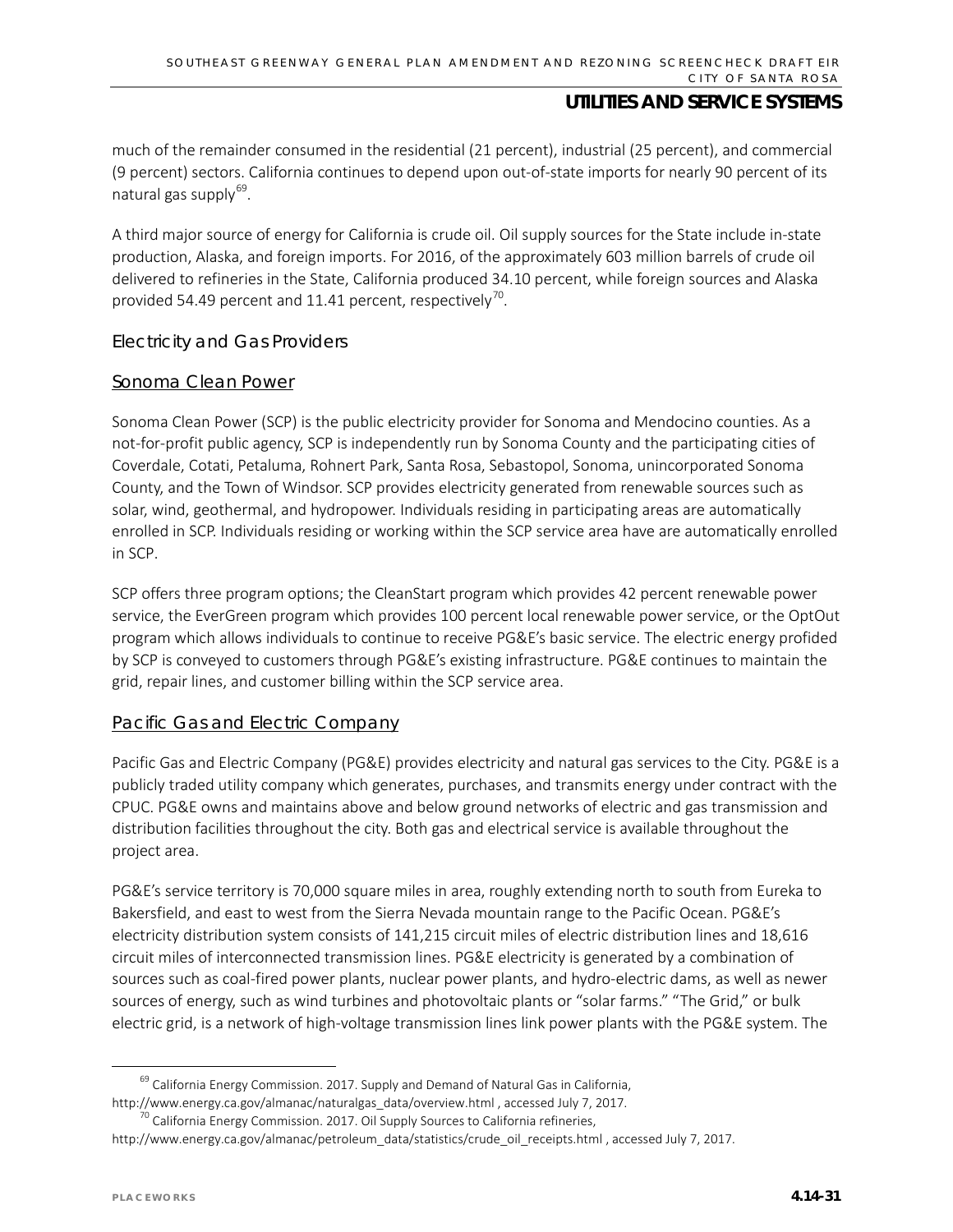much of the remainder consumed in the residential (21 percent), industrial (25 percent), and commercial (9 percent) sectors. California continues to depend upon out-of-state imports for nearly 90 percent of its natural gas supply[69].

A third major source of energy for California is crude oil. Oil supply sources for the State include in-state production, Alaska, and foreign imports. For 2016, of the approximately 603 million barrels of crude oil delivered to refineries in the State, California produced 34.10 percent, while foreign sources and Alaska provided 54.49 percent and 11.41 percent, respectively[70].

### Electricity and Gas Providers

#### Sonoma Clean Power

Sonoma Clean Power (SCP) is the public electricity provider for Sonoma and Mendocino counties. As a not-for-profit public agency, SCP is independently run by Sonoma County and the participating cities of Coverdale, Cotati, Petaluma, Rohnert Park, Santa Rosa, Sebastopol, Sonoma, unincorporated Sonoma County, and the Town of Windsor. SCP provides electricity generated from renewable sources such as solar, wind, geothermal, and hydropower. Individuals residing in participating areas are automatically enrolled in SCP. Individuals residing or working within the SCP service area have are automatically enrolled in SCP.

SCP offers three program options; the CleanStart program which provides 42 percent renewable power service, the EverGreen program which provides 100 percent local renewable power service, or the OptOut program which allows individuals to continue to receive PG&E's basic service. The electric energy profided by SCP is conveyed to customers through PG&E's existing infrastructure. PG&E continues to maintain the grid, repair lines, and customer billing within the SCP service area.

#### Pacific Gas and Electric Company

Pacific Gas and Electric Company (PG&E) provides electricity and natural gas services to the City. PG&E is a publicly traded utility company which generates, purchases, and transmits energy under contract with the CPUC. PG&E owns and maintains above and below ground networks of electric and gas transmission and distribution facilities throughout the city. Both gas and electrical service is available throughout the project area.

PG&E's service territory is 70,000 square miles in area, roughly extending north to south from Eureka to Bakersfield, and east to west from the Sierra Nevada mountain range to the Pacific Ocean. PG&E's electricity distribution system consists of 141,215 circuit miles of electric distribution lines and 18,616 circuit miles of interconnected transmission lines. PG&E electricity is generated by a combination of sources such as coal-fired power plants, nuclear power plants, and hydro-electric dams, as well as newer sources of energy, such as wind turbines and photovoltaic plants or "solar farms." "The Grid," or bulk electric grid, is a network of high-voltage transmission lines link power plants with the PG&E system. The

---

[69] California Energy Commission. 2017. Supply and Demand of Natural Gas in California, http://www.energy.ca.gov/almanac/naturalgas_data/overview.html , accessed July 7, 2017.

[70] California Energy Commission. 2017. Oil Supply Sources to California refineries, http://www.energy.ca.gov/almanac/petroleum_data/statistics/crude_oil_receipts.html , accessed July 7, 2017.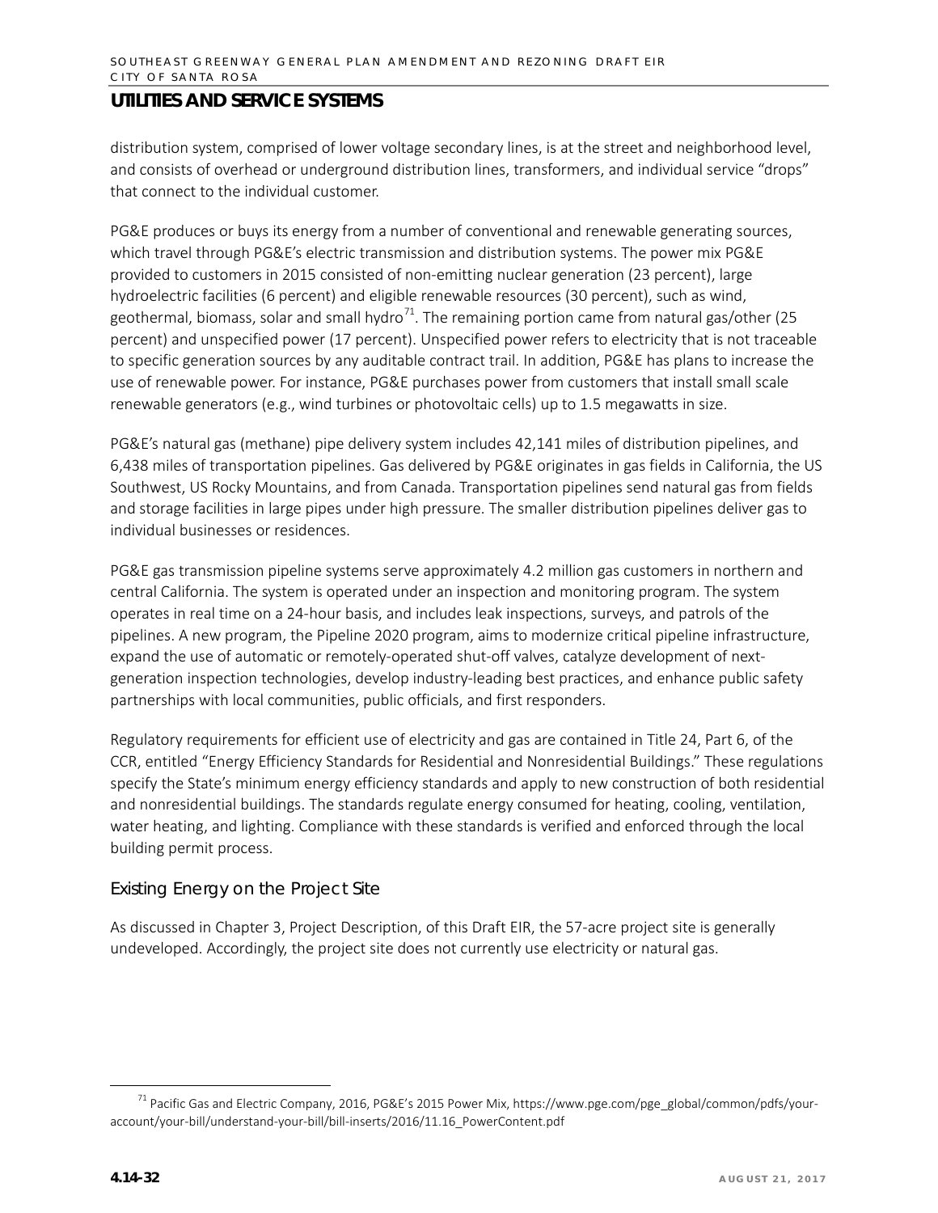distribution system, comprised of lower voltage secondary lines, is at the street and neighborhood level, and consists of overhead or underground distribution lines, transformers, and individual service "drops" that connect to the individual customer.

PG&E produces or buys its energy from a number of conventional and renewable generating sources, which travel through PG&E's electric transmission and distribution systems. The power mix PG&E provided to customers in 2015 consisted of non-emitting nuclear generation (23 percent), large hydroelectric facilities (6 percent) and eligible renewable resources (30 percent), such as wind, geothermal, biomass, solar and small hydro[71]. The remaining portion came from natural gas/other (25 percent) and unspecified power (17 percent). Unspecified power refers to electricity that is not traceable to specific generation sources by any auditable contract trail. In addition, PG&E has plans to increase the use of renewable power. For instance, PG&E purchases power from customers that install small scale renewable generators (e.g., wind turbines or photovoltaic cells) up to 1.5 megawatts in size.

PG&E's natural gas (methane) pipe delivery system includes 42,141 miles of distribution pipelines, and 6,438 miles of transportation pipelines. Gas delivered by PG&E originates in gas fields in California, the US Southwest, US Rocky Mountains, and from Canada. Transportation pipelines send natural gas from fields and storage facilities in large pipes under high pressure. The smaller distribution pipelines deliver gas to individual businesses or residences.

PG&E gas transmission pipeline systems serve approximately 4.2 million gas customers in northern and central California. The system is operated under an inspection and monitoring program. The system operates in real time on a 24-hour basis, and includes leak inspections, surveys, and patrols of the pipelines. A new program, the Pipeline 2020 program, aims to modernize critical pipeline infrastructure, expand the use of automatic or remotely-operated shut-off valves, catalyze development of next-generation inspection technologies, develop industry-leading best practices, and enhance public safety partnerships with local communities, public officials, and first responders.

Regulatory requirements for efficient use of electricity and gas are contained in Title 24, Part 6, of the CCR, entitled "Energy Efficiency Standards for Residential and Nonresidential Buildings." These regulations specify the State's minimum energy efficiency standards and apply to new construction of both residential and nonresidential buildings. The standards regulate energy consumed for heating, cooling, ventilation, water heating, and lighting. Compliance with these standards is verified and enforced through the local building permit process.

### Existing Energy on the Project Site

As discussed in Chapter 3, Project Description, of this Draft EIR, the 57-acre project site is generally undeveloped. Accordingly, the project site does not currently use electricity or natural gas.

[71] Pacific Gas and Electric Company, 2016, PG&E's 2015 Power Mix, https://www.pge.com/pge_global/common/pdfs/your-account/your-bill/understand-your-bill/bill-inserts/2016/11.16_PowerContent.pdf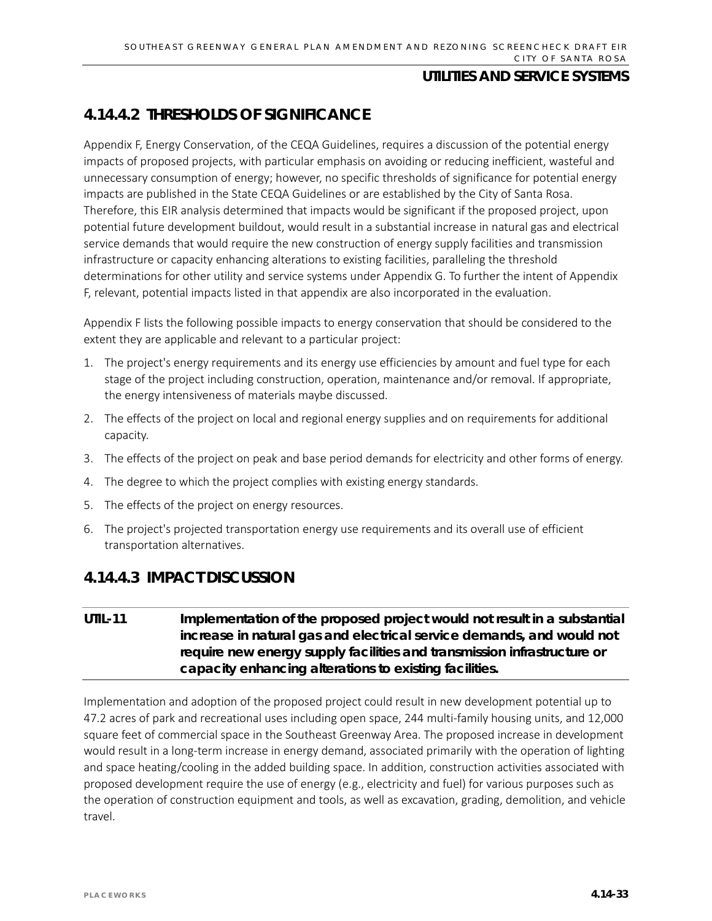## 4.14.4.2 THRESHOLDS OF SIGNIFICANCE

Appendix F, Energy Conservation, of the CEQA Guidelines, requires a discussion of the potential energy impacts of proposed projects, with particular emphasis on avoiding or reducing inefficient, wasteful and unnecessary consumption of energy; however, no specific thresholds of significance for potential energy impacts are published in the State CEQA Guidelines or are established by the City of Santa Rosa. Therefore, this EIR analysis determined that impacts would be significant if the proposed project, upon potential future development buildout, would result in a substantial increase in natural gas and electrical service demands that would require the new construction of energy supply facilities and transmission infrastructure or capacity enhancing alterations to existing facilities, paralleling the threshold determinations for other utility and service systems under Appendix G. To further the intent of Appendix F, relevant, potential impacts listed in that appendix are also incorporated in the evaluation.

Appendix F lists the following possible impacts to energy conservation that should be considered to the extent they are applicable and relevant to a particular project:

1. The project's energy requirements and its energy use efficiencies by amount and fuel type for each stage of the project including construction, operation, maintenance and/or removal. If appropriate, the energy intensiveness of materials maybe discussed.
2. The effects of the project on local and regional energy supplies and on requirements for additional capacity.
3. The effects of the project on peak and base period demands for electricity and other forms of energy.
4. The degree to which the project complies with existing energy standards.
5. The effects of the project on energy resources.
6. The project's projected transportation energy use requirements and its overall use of efficient transportation alternatives.

## 4.14.4.3 IMPACT DISCUSSION

**UTIL-11 Implementation of the proposed project would not result in a substantial increase in natural gas and electrical service demands, and would not require new energy supply facilities and transmission infrastructure or capacity enhancing alterations to existing facilities.**

Implementation and adoption of the proposed project could result in new development potential up to 47.2 acres of park and recreational uses including open space, 244 multi-family housing units, and 12,000 square feet of commercial space in the Southeast Greenway Area. The proposed increase in development would result in a long-term increase in energy demand, associated primarily with the operation of lighting and space heating/cooling in the added building space. In addition, construction activities associated with proposed development require the use of energy (e.g., electricity and fuel) for various purposes such as the operation of construction equipment and tools, as well as excavation, grading, demolition, and vehicle travel.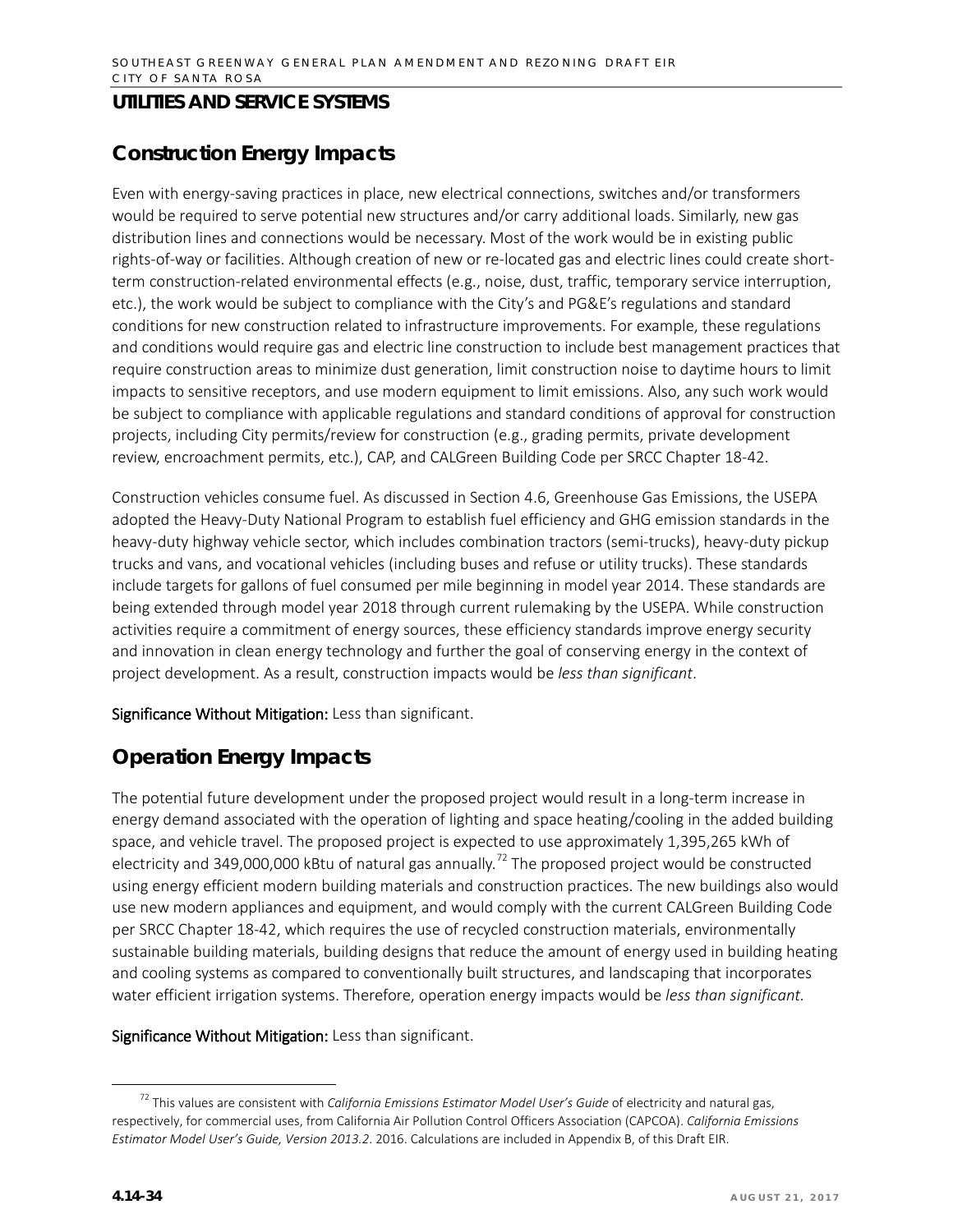## UTILITIES AND SERVICE SYSTEMS

## Construction Energy Impacts

Even with energy-saving practices in place, new electrical connections, switches and/or transformers would be required to serve potential new structures and/or carry additional loads. Similarly, new gas distribution lines and connections would be necessary. Most of the work would be in existing public rights-of-way or facilities. Although creation of new or re-located gas and electric lines could create short-term construction-related environmental effects (e.g., noise, dust, traffic, temporary service interruption, etc.), the work would be subject to compliance with the City's and PG&E's regulations and standard conditions for new construction related to infrastructure improvements. For example, these regulations and conditions would require gas and electric line construction to include best management practices that require construction areas to minimize dust generation, limit construction noise to daytime hours to limit impacts to sensitive receptors, and use modern equipment to limit emissions. Also, any such work would be subject to compliance with applicable regulations and standard conditions of approval for construction projects, including City permits/review for construction (e.g., grading permits, private development review, encroachment permits, etc.), CAP, and CALGreen Building Code per SRCC Chapter 18-42.

Construction vehicles consume fuel. As discussed in Section 4.6, Greenhouse Gas Emissions, the USEPA adopted the Heavy-Duty National Program to establish fuel efficiency and GHG emission standards in the heavy-duty highway vehicle sector, which includes combination tractors (semi-trucks), heavy-duty pickup trucks and vans, and vocational vehicles (including buses and refuse or utility trucks). These standards include targets for gallons of fuel consumed per mile beginning in model year 2014. These standards are being extended through model year 2018 through current rulemaking by the USEPA. While construction activities require a commitment of energy sources, these efficiency standards improve energy security and innovation in clean energy technology and further the goal of conserving energy in the context of project development. As a result, construction impacts would be *less than significant*.

**Significance Without Mitigation:** Less than significant.

## Operation Energy Impacts

The potential future development under the proposed project would result in a long-term increase in energy demand associated with the operation of lighting and space heating/cooling in the added building space, and vehicle travel. The proposed project is expected to use approximately 1,395,265 kWh of electricity and 349,000,000 kBtu of natural gas annually.[72] The proposed project would be constructed using energy efficient modern building materials and construction practices. The new buildings also would use new modern appliances and equipment, and would comply with the current CALGreen Building Code per SRCC Chapter 18-42, which requires the use of recycled construction materials, environmentally sustainable building materials, building designs that reduce the amount of energy used in building heating and cooling systems as compared to conventionally built structures, and landscaping that incorporates water efficient irrigation systems. Therefore, operation energy impacts would be *less than significant.*

**Significance Without Mitigation:** Less than significant.

---

[72] This values are consistent with *California Emissions Estimator Model User's Guide* of electricity and natural gas, respectively, for commercial uses, from California Air Pollution Control Officers Association (CAPCOA). *California Emissions Estimator Model User's Guide, Version 2013.2*. 2016. Calculations are included in Appendix B, of this Draft EIR.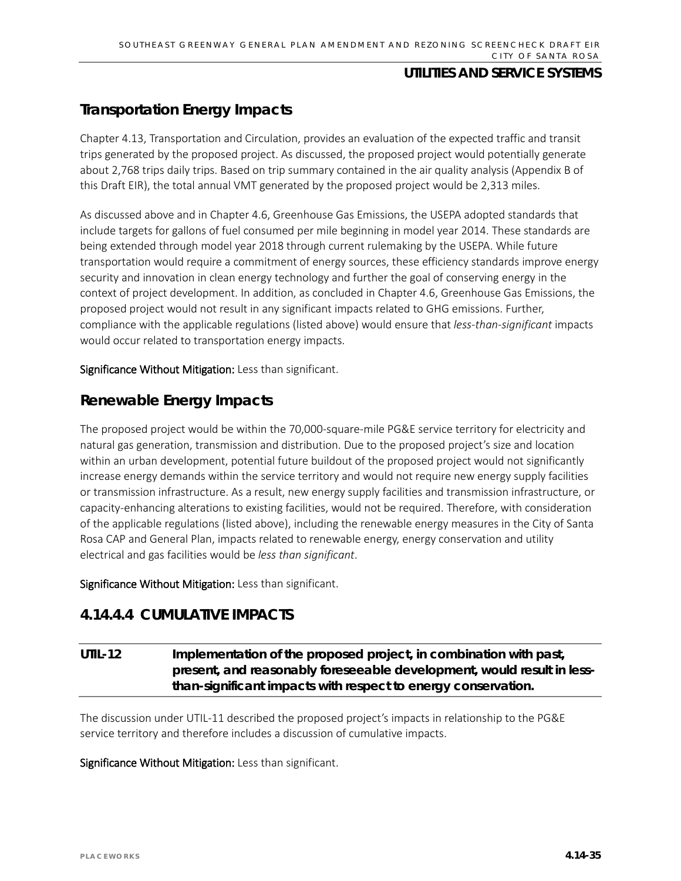## Transportation Energy Impacts

Chapter 4.13, Transportation and Circulation, provides an evaluation of the expected traffic and transit trips generated by the proposed project. As discussed, the proposed project would potentially generate about 2,768 trips daily trips. Based on trip summary contained in the air quality analysis (Appendix B of this Draft EIR), the total annual VMT generated by the proposed project would be 2,313 miles.

As discussed above and in Chapter 4.6, Greenhouse Gas Emissions, the USEPA adopted standards that include targets for gallons of fuel consumed per mile beginning in model year 2014. These standards are being extended through model year 2018 through current rulemaking by the USEPA. While future transportation would require a commitment of energy sources, these efficiency standards improve energy security and innovation in clean energy technology and further the goal of conserving energy in the context of project development. In addition, as concluded in Chapter 4.6, Greenhouse Gas Emissions, the proposed project would not result in any significant impacts related to GHG emissions. Further, compliance with the applicable regulations (listed above) would ensure that *less-than-significant* impacts would occur related to transportation energy impacts.

**Significance Without Mitigation:** Less than significant.

## Renewable Energy Impacts

The proposed project would be within the 70,000-square-mile PG&E service territory for electricity and natural gas generation, transmission and distribution. Due to the proposed project's size and location within an urban development, potential future buildout of the proposed project would not significantly increase energy demands within the service territory and would not require new energy supply facilities or transmission infrastructure. As a result, new energy supply facilities and transmission infrastructure, or capacity-enhancing alterations to existing facilities, would not be required. Therefore, with consideration of the applicable regulations (listed above), including the renewable energy measures in the City of Santa Rosa CAP and General Plan, impacts related to renewable energy, energy conservation and utility electrical and gas facilities would be *less than significant*.

**Significance Without Mitigation:** Less than significant.

## 4.14.4.4 CUMULATIVE IMPACTS

**UTIL-12 Implementation of the proposed project, in combination with past, present, and reasonably foreseeable development, would result in less-than-significant impacts with respect to energy conservation.**

The discussion under UTIL-11 described the proposed project's impacts in relationship to the PG&E service territory and therefore includes a discussion of cumulative impacts.

**Significance Without Mitigation:** Less than significant.